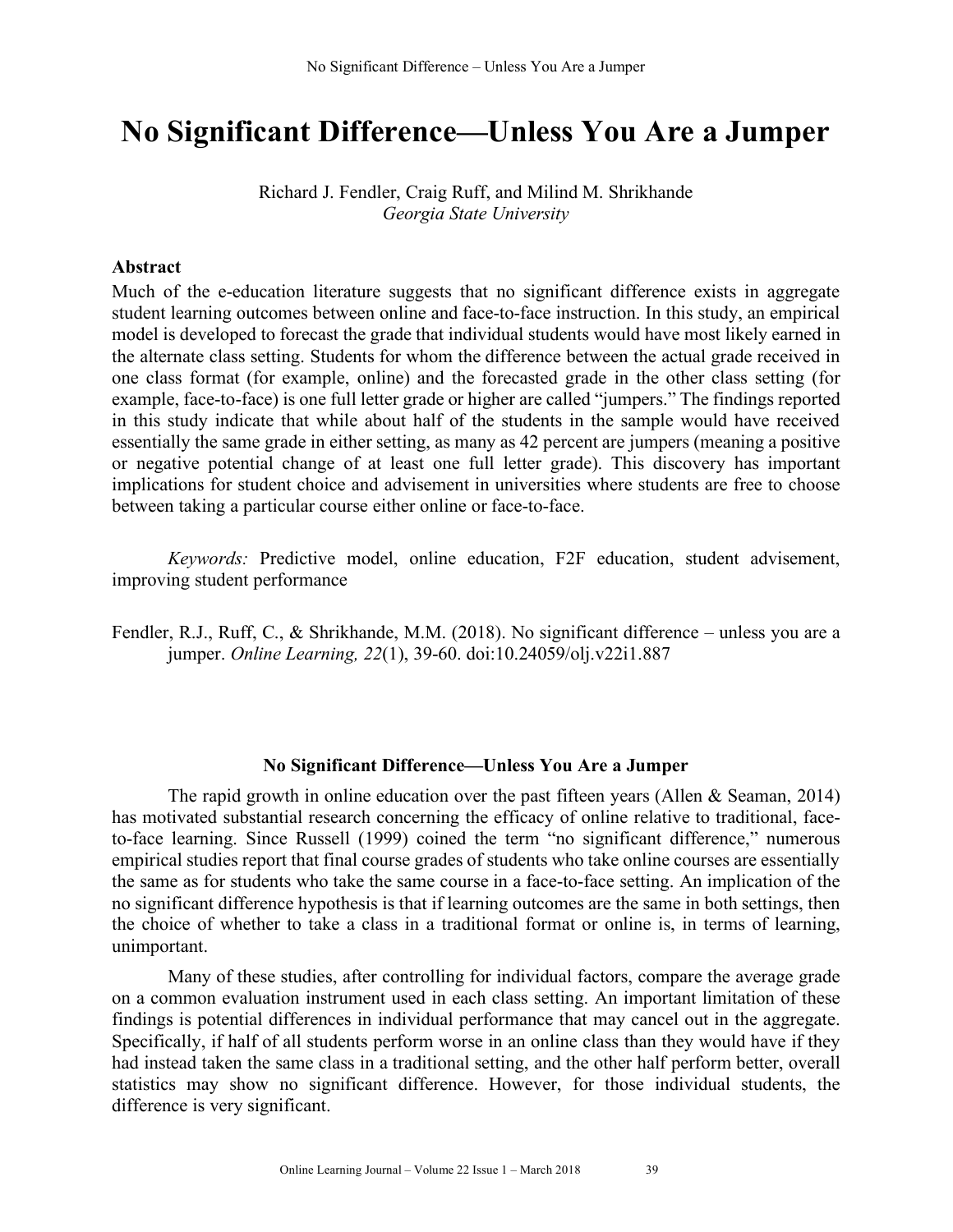# No Significant Difference—Unless You Are a Jumper

Richard J. Fendler, Craig Ruff, and Milind M. Shrikhande
*Georgia State University*

## Abstract

Much of the e-education literature suggests that no significant difference exists in aggregate student learning outcomes between online and face-to-face instruction. In this study, an empirical model is developed to forecast the grade that individual students would have most likely earned in the alternate class setting. Students for whom the difference between the actual grade received in one class format (for example, online) and the forecasted grade in the other class setting (for example, face-to-face) is one full letter grade or higher are called "jumpers." The findings reported in this study indicate that while about half of the students in the sample would have received essentially the same grade in either setting, as many as 42 percent are jumpers (meaning a positive or negative potential change of at least one full letter grade). This discovery has important implications for student choice and advisement in universities where students are free to choose between taking a particular course either online or face-to-face.

*Keywords:* Predictive model, online education, F2F education, student advisement, improving student performance

Fendler, R.J., Ruff, C., & Shrikhande, M.M. (2018). No significant difference – unless you are a jumper. *Online Learning, 22*(1), 39-60. doi:10.24059/olj.v22i1.887

## No Significant Difference—Unless You Are a Jumper

The rapid growth in online education over the past fifteen years (Allen & Seaman, 2014) has motivated substantial research concerning the efficacy of online relative to traditional, face-to-face learning. Since Russell (1999) coined the term "no significant difference," numerous empirical studies report that final course grades of students who take online courses are essentially the same as for students who take the same course in a face-to-face setting. An implication of the no significant difference hypothesis is that if learning outcomes are the same in both settings, then the choice of whether to take a class in a traditional format or online is, in terms of learning, unimportant.

Many of these studies, after controlling for individual factors, compare the average grade on a common evaluation instrument used in each class setting. An important limitation of these findings is potential differences in individual performance that may cancel out in the aggregate. Specifically, if half of all students perform worse in an online class than they would have if they had instead taken the same class in a traditional setting, and the other half perform better, overall statistics may show no significant difference. However, for those individual students, the difference is very significant.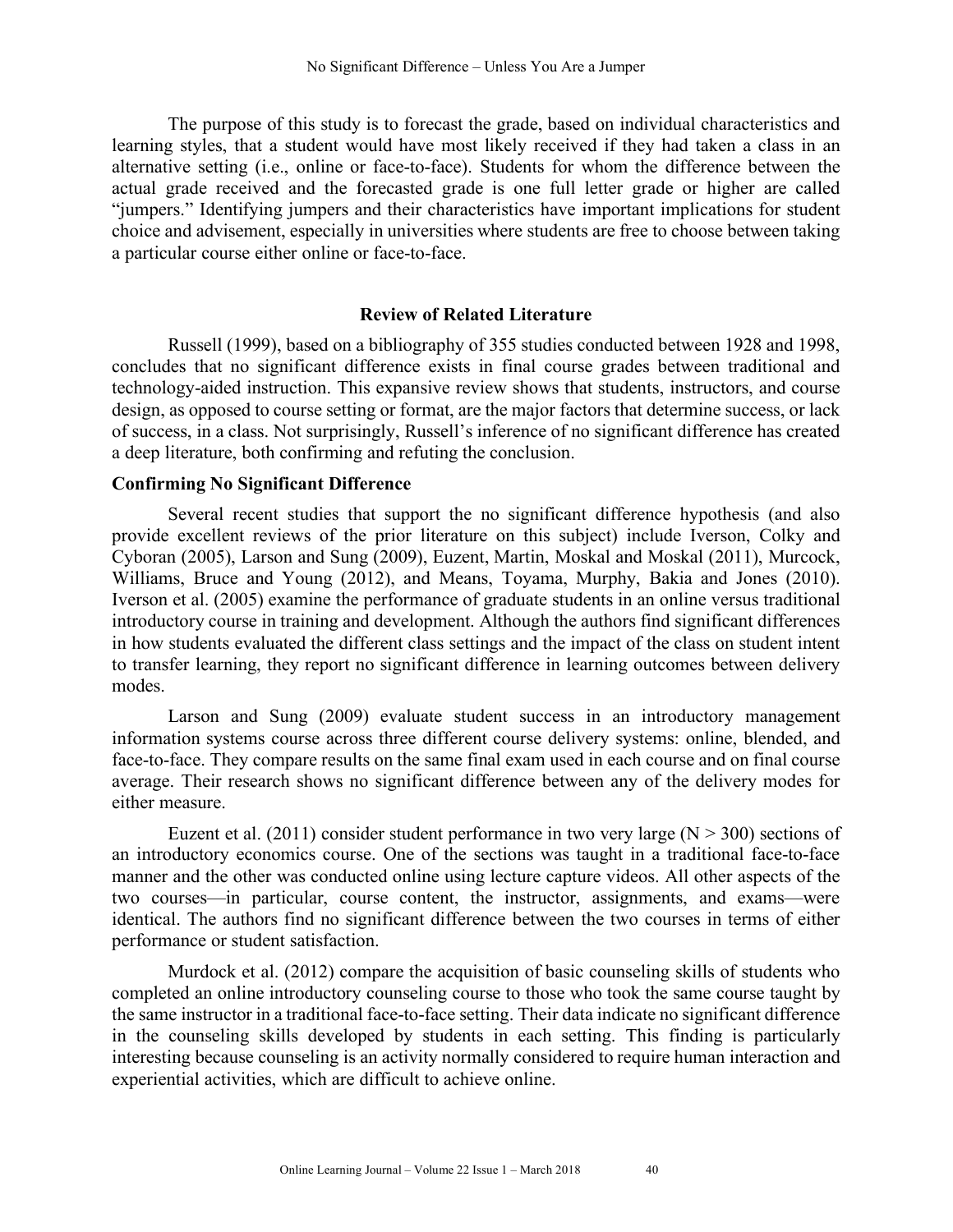The purpose of this study is to forecast the grade, based on individual characteristics and learning styles, that a student would have most likely received if they had taken a class in an alternative setting (i.e., online or face-to-face). Students for whom the difference between the actual grade received and the forecasted grade is one full letter grade or higher are called "jumpers." Identifying jumpers and their characteristics have important implications for student choice and advisement, especially in universities where students are free to choose between taking a particular course either online or face-to-face.

## Review of Related Literature

Russell (1999), based on a bibliography of 355 studies conducted between 1928 and 1998, concludes that no significant difference exists in final course grades between traditional and technology-aided instruction. This expansive review shows that students, instructors, and course design, as opposed to course setting or format, are the major factors that determine success, or lack of success, in a class. Not surprisingly, Russell's inference of no significant difference has created a deep literature, both confirming and refuting the conclusion.

### Confirming No Significant Difference

Several recent studies that support the no significant difference hypothesis (and also provide excellent reviews of the prior literature on this subject) include Iverson, Colky and Cyboran (2005), Larson and Sung (2009), Euzent, Martin, Moskal and Moskal (2011), Murcock, Williams, Bruce and Young (2012), and Means, Toyama, Murphy, Bakia and Jones (2010). Iverson et al. (2005) examine the performance of graduate students in an online versus traditional introductory course in training and development. Although the authors find significant differences in how students evaluated the different class settings and the impact of the class on student intent to transfer learning, they report no significant difference in learning outcomes between delivery modes.

Larson and Sung (2009) evaluate student success in an introductory management information systems course across three different course delivery systems: online, blended, and face-to-face. They compare results on the same final exam used in each course and on final course average. Their research shows no significant difference between any of the delivery modes for either measure.

Euzent et al. (2011) consider student performance in two very large ($N > 300$) sections of an introductory economics course. One of the sections was taught in a traditional face-to-face manner and the other was conducted online using lecture capture videos. All other aspects of the two courses—in particular, course content, the instructor, assignments, and exams—were identical. The authors find no significant difference between the two courses in terms of either performance or student satisfaction.

Murdock et al. (2012) compare the acquisition of basic counseling skills of students who completed an online introductory counseling course to those who took the same course taught by the same instructor in a traditional face-to-face setting. Their data indicate no significant difference in the counseling skills developed by students in each setting. This finding is particularly interesting because counseling is an activity normally considered to require human interaction and experiential activities, which are difficult to achieve online.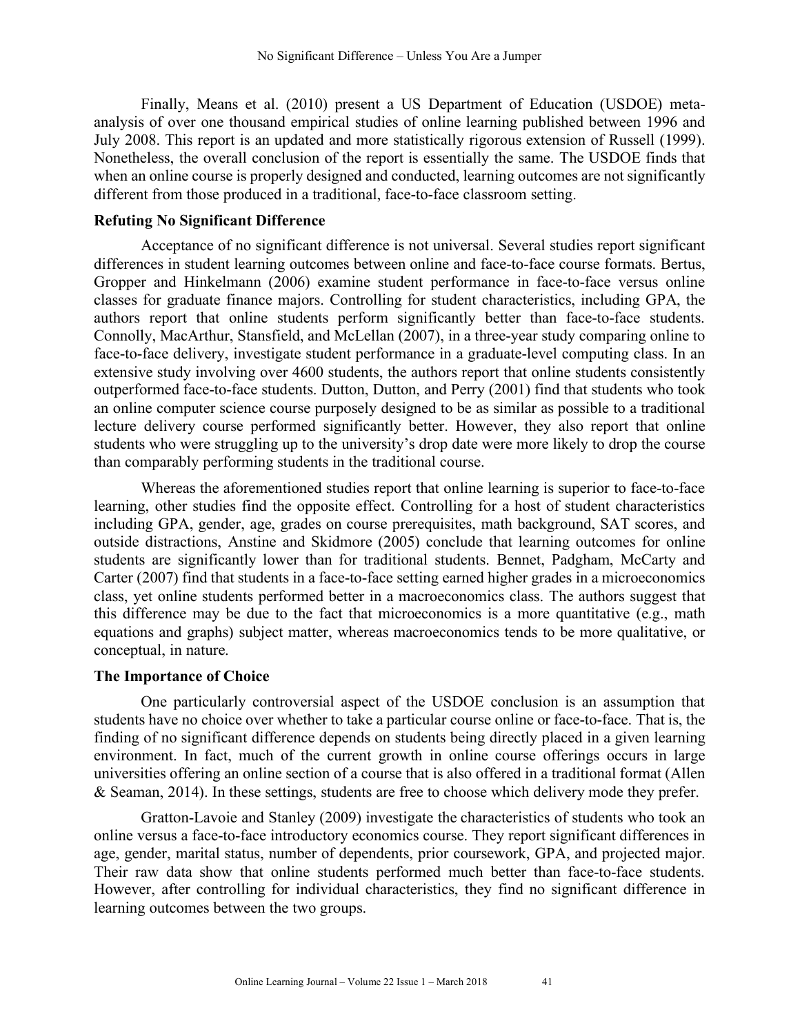Finally, Means et al. (2010) present a US Department of Education (USDOE) meta-analysis of over one thousand empirical studies of online learning published between 1996 and July 2008. This report is an updated and more statistically rigorous extension of Russell (1999). Nonetheless, the overall conclusion of the report is essentially the same. The USDOE finds that when an online course is properly designed and conducted, learning outcomes are not significantly different from those produced in a traditional, face-to-face classroom setting.

### Refuting No Significant Difference

Acceptance of no significant difference is not universal. Several studies report significant differences in student learning outcomes between online and face-to-face course formats. Bertus, Gropper and Hinkelmann (2006) examine student performance in face-to-face versus online classes for graduate finance majors. Controlling for student characteristics, including GPA, the authors report that online students perform significantly better than face-to-face students. Connolly, MacArthur, Stansfield, and McLellan (2007), in a three-year study comparing online to face-to-face delivery, investigate student performance in a graduate-level computing class. In an extensive study involving over 4600 students, the authors report that online students consistently outperformed face-to-face students. Dutton, Dutton, and Perry (2001) find that students who took an online computer science course purposely designed to be as similar as possible to a traditional lecture delivery course performed significantly better. However, they also report that online students who were struggling up to the university's drop date were more likely to drop the course than comparably performing students in the traditional course.

Whereas the aforementioned studies report that online learning is superior to face-to-face learning, other studies find the opposite effect. Controlling for a host of student characteristics including GPA, gender, age, grades on course prerequisites, math background, SAT scores, and outside distractions, Anstine and Skidmore (2005) conclude that learning outcomes for online students are significantly lower than for traditional students. Bennet, Padgham, McCarty and Carter (2007) find that students in a face-to-face setting earned higher grades in a microeconomics class, yet online students performed better in a macroeconomics class. The authors suggest that this difference may be due to the fact that microeconomics is a more quantitative (e.g., math equations and graphs) subject matter, whereas macroeconomics tends to be more qualitative, or conceptual, in nature.

### The Importance of Choice

One particularly controversial aspect of the USDOE conclusion is an assumption that students have no choice over whether to take a particular course online or face-to-face. That is, the finding of no significant difference depends on students being directly placed in a given learning environment. In fact, much of the current growth in online course offerings occurs in large universities offering an online section of a course that is also offered in a traditional format (Allen & Seaman, 2014). In these settings, students are free to choose which delivery mode they prefer.

Gratton-Lavoie and Stanley (2009) investigate the characteristics of students who took an online versus a face-to-face introductory economics course. They report significant differences in age, gender, marital status, number of dependents, prior coursework, GPA, and projected major. Their raw data show that online students performed much better than face-to-face students. However, after controlling for individual characteristics, they find no significant difference in learning outcomes between the two groups.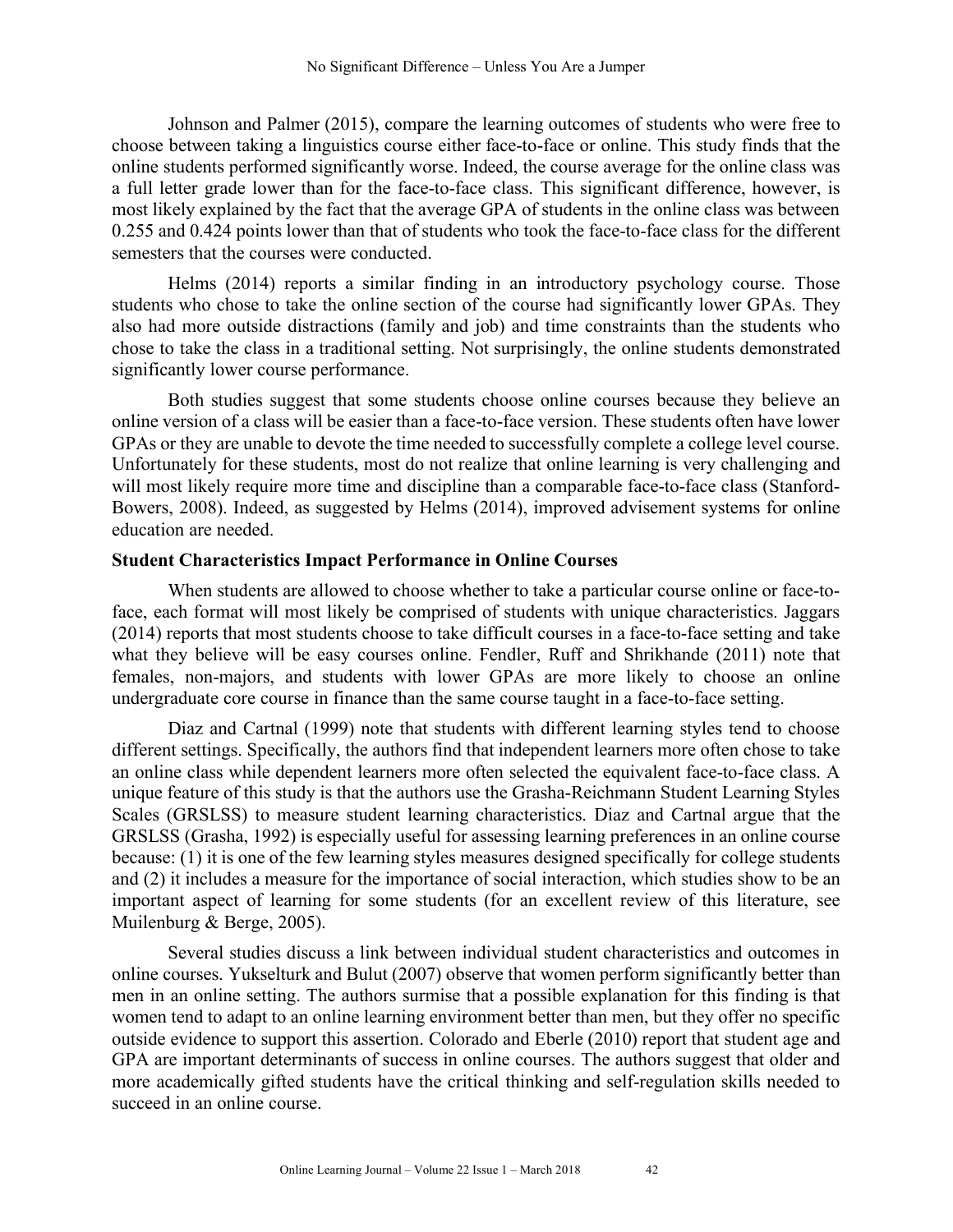Johnson and Palmer (2015), compare the learning outcomes of students who were free to choose between taking a linguistics course either face-to-face or online. This study finds that the online students performed significantly worse. Indeed, the course average for the online class was a full letter grade lower than for the face-to-face class. This significant difference, however, is most likely explained by the fact that the average GPA of students in the online class was between 0.255 and 0.424 points lower than that of students who took the face-to-face class for the different semesters that the courses were conducted.

Helms (2014) reports a similar finding in an introductory psychology course. Those students who chose to take the online section of the course had significantly lower GPAs. They also had more outside distractions (family and job) and time constraints than the students who chose to take the class in a traditional setting. Not surprisingly, the online students demonstrated significantly lower course performance.

Both studies suggest that some students choose online courses because they believe an online version of a class will be easier than a face-to-face version. These students often have lower GPAs or they are unable to devote the time needed to successfully complete a college level course. Unfortunately for these students, most do not realize that online learning is very challenging and will most likely require more time and discipline than a comparable face-to-face class (Stanford-Bowers, 2008). Indeed, as suggested by Helms (2014), improved advisement systems for online education are needed.

### Student Characteristics Impact Performance in Online Courses

When students are allowed to choose whether to take a particular course online or face-to-face, each format will most likely be comprised of students with unique characteristics. Jaggars (2014) reports that most students choose to take difficult courses in a face-to-face setting and take what they believe will be easy courses online. Fendler, Ruff and Shrikhande (2011) note that females, non-majors, and students with lower GPAs are more likely to choose an online undergraduate core course in finance than the same course taught in a face-to-face setting.

Diaz and Cartnal (1999) note that students with different learning styles tend to choose different settings. Specifically, the authors find that independent learners more often chose to take an online class while dependent learners more often selected the equivalent face-to-face class. A unique feature of this study is that the authors use the Grasha-Reichmann Student Learning Styles Scales (GRSLSS) to measure student learning characteristics. Diaz and Cartnal argue that the GRSLSS (Grasha, 1992) is especially useful for assessing learning preferences in an online course because: (1) it is one of the few learning styles measures designed specifically for college students and (2) it includes a measure for the importance of social interaction, which studies show to be an important aspect of learning for some students (for an excellent review of this literature, see Muilenburg & Berge, 2005).

Several studies discuss a link between individual student characteristics and outcomes in online courses. Yukselturk and Bulut (2007) observe that women perform significantly better than men in an online setting. The authors surmise that a possible explanation for this finding is that women tend to adapt to an online learning environment better than men, but they offer no specific outside evidence to support this assertion. Colorado and Eberle (2010) report that student age and GPA are important determinants of success in online courses. The authors suggest that older and more academically gifted students have the critical thinking and self-regulation skills needed to succeed in an online course.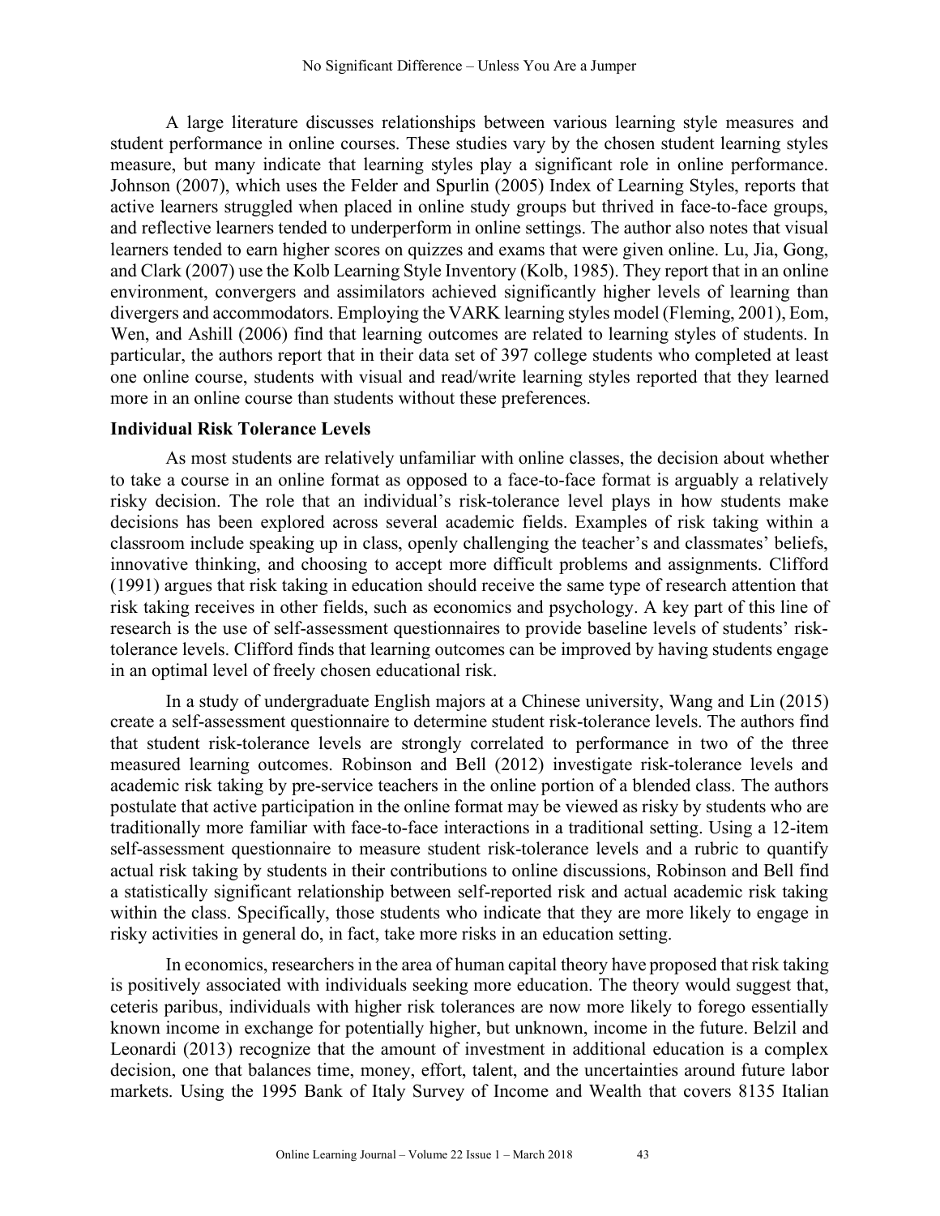A large literature discusses relationships between various learning style measures and student performance in online courses. These studies vary by the chosen student learning styles measure, but many indicate that learning styles play a significant role in online performance. Johnson (2007), which uses the Felder and Spurlin (2005) Index of Learning Styles, reports that active learners struggled when placed in online study groups but thrived in face-to-face groups, and reflective learners tended to underperform in online settings. The author also notes that visual learners tended to earn higher scores on quizzes and exams that were given online. Lu, Jia, Gong, and Clark (2007) use the Kolb Learning Style Inventory (Kolb, 1985). They report that in an online environment, convergers and assimilators achieved significantly higher levels of learning than divergers and accommodators. Employing the VARK learning styles model (Fleming, 2001), Eom, Wen, and Ashill (2006) find that learning outcomes are related to learning styles of students. In particular, the authors report that in their data set of 397 college students who completed at least one online course, students with visual and read/write learning styles reported that they learned more in an online course than students without these preferences.

**Individual Risk Tolerance Levels**

As most students are relatively unfamiliar with online classes, the decision about whether to take a course in an online format as opposed to a face-to-face format is arguably a relatively risky decision. The role that an individual's risk-tolerance level plays in how students make decisions has been explored across several academic fields. Examples of risk taking within a classroom include speaking up in class, openly challenging the teacher's and classmates' beliefs, innovative thinking, and choosing to accept more difficult problems and assignments. Clifford (1991) argues that risk taking in education should receive the same type of research attention that risk taking receives in other fields, such as economics and psychology. A key part of this line of research is the use of self-assessment questionnaires to provide baseline levels of students' risk-tolerance levels. Clifford finds that learning outcomes can be improved by having students engage in an optimal level of freely chosen educational risk.

In a study of undergraduate English majors at a Chinese university, Wang and Lin (2015) create a self-assessment questionnaire to determine student risk-tolerance levels. The authors find that student risk-tolerance levels are strongly correlated to performance in two of the three measured learning outcomes. Robinson and Bell (2012) investigate risk-tolerance levels and academic risk taking by pre-service teachers in the online portion of a blended class. The authors postulate that active participation in the online format may be viewed as risky by students who are traditionally more familiar with face-to-face interactions in a traditional setting. Using a 12-item self-assessment questionnaire to measure student risk-tolerance levels and a rubric to quantify actual risk taking by students in their contributions to online discussions, Robinson and Bell find a statistically significant relationship between self-reported risk and actual academic risk taking within the class. Specifically, those students who indicate that they are more likely to engage in risky activities in general do, in fact, take more risks in an education setting.

In economics, researchers in the area of human capital theory have proposed that risk taking is positively associated with individuals seeking more education. The theory would suggest that, ceteris paribus, individuals with higher risk tolerances are now more likely to forego essentially known income in exchange for potentially higher, but unknown, income in the future. Belzil and Leonardi (2013) recognize that the amount of investment in additional education is a complex decision, one that balances time, money, effort, talent, and the uncertainties around future labor markets. Using the 1995 Bank of Italy Survey of Income and Wealth that covers 8135 Italian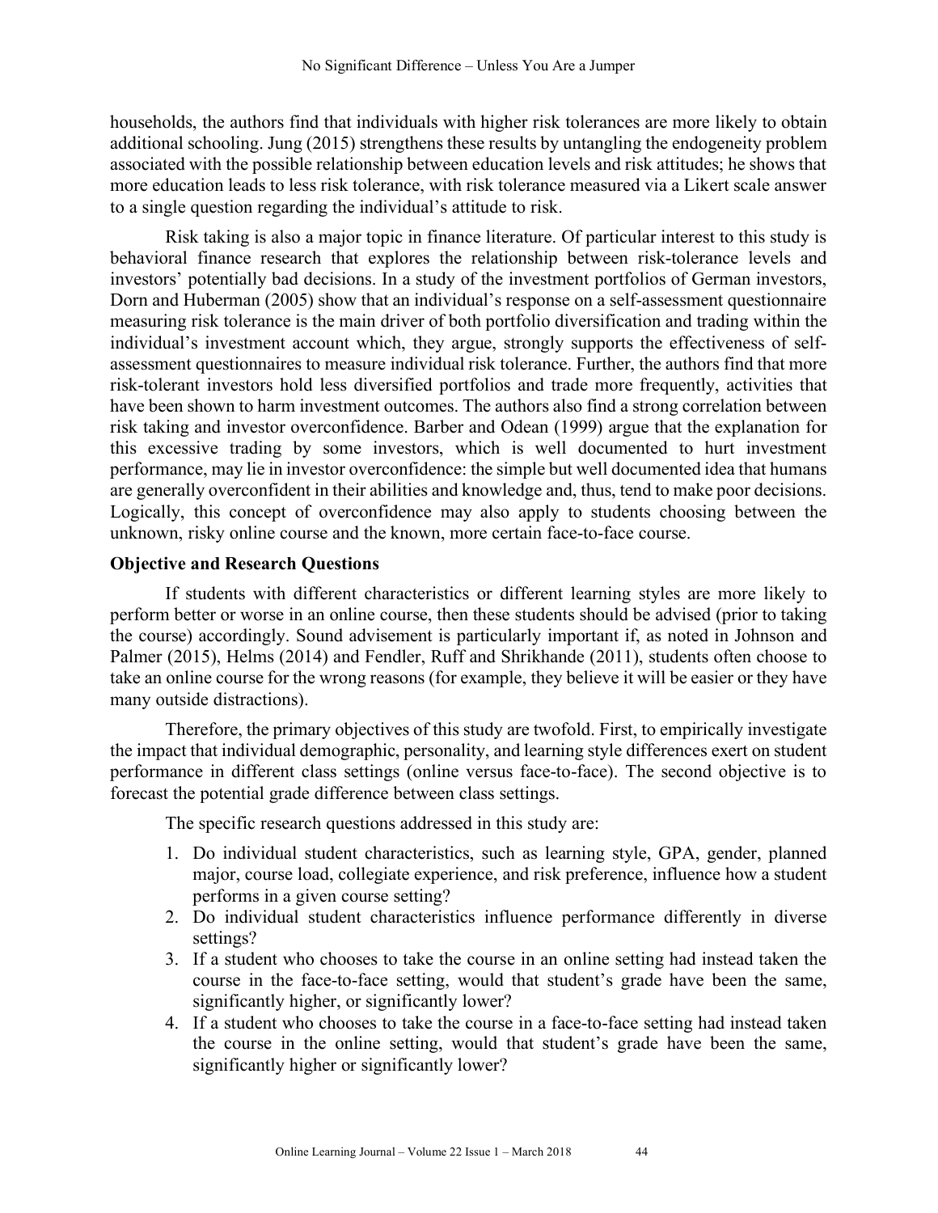households, the authors find that individuals with higher risk tolerances are more likely to obtain additional schooling. Jung (2015) strengthens these results by untangling the endogeneity problem associated with the possible relationship between education levels and risk attitudes; he shows that more education leads to less risk tolerance, with risk tolerance measured via a Likert scale answer to a single question regarding the individual's attitude to risk.

Risk taking is also a major topic in finance literature. Of particular interest to this study is behavioral finance research that explores the relationship between risk-tolerance levels and investors' potentially bad decisions. In a study of the investment portfolios of German investors, Dorn and Huberman (2005) show that an individual's response on a self-assessment questionnaire measuring risk tolerance is the main driver of both portfolio diversification and trading within the individual's investment account which, they argue, strongly supports the effectiveness of self-assessment questionnaires to measure individual risk tolerance. Further, the authors find that more risk-tolerant investors hold less diversified portfolios and trade more frequently, activities that have been shown to harm investment outcomes. The authors also find a strong correlation between risk taking and investor overconfidence. Barber and Odean (1999) argue that the explanation for this excessive trading by some investors, which is well documented to hurt investment performance, may lie in investor overconfidence: the simple but well documented idea that humans are generally overconfident in their abilities and knowledge and, thus, tend to make poor decisions. Logically, this concept of overconfidence may also apply to students choosing between the unknown, risky online course and the known, more certain face-to-face course.

### Objective and Research Questions

If students with different characteristics or different learning styles are more likely to perform better or worse in an online course, then these students should be advised (prior to taking the course) accordingly. Sound advisement is particularly important if, as noted in Johnson and Palmer (2015), Helms (2014) and Fendler, Ruff and Shrikhande (2011), students often choose to take an online course for the wrong reasons (for example, they believe it will be easier or they have many outside distractions).

Therefore, the primary objectives of this study are twofold. First, to empirically investigate the impact that individual demographic, personality, and learning style differences exert on student performance in different class settings (online versus face-to-face). The second objective is to forecast the potential grade difference between class settings.

The specific research questions addressed in this study are:

1. Do individual student characteristics, such as learning style, GPA, gender, planned major, course load, collegiate experience, and risk preference, influence how a student performs in a given course setting?
2. Do individual student characteristics influence performance differently in diverse settings?
3. If a student who chooses to take the course in an online setting had instead taken the course in the face-to-face setting, would that student's grade have been the same, significantly higher, or significantly lower?
4. If a student who chooses to take the course in a face-to-face setting had instead taken the course in the online setting, would that student's grade have been the same, significantly higher or significantly lower?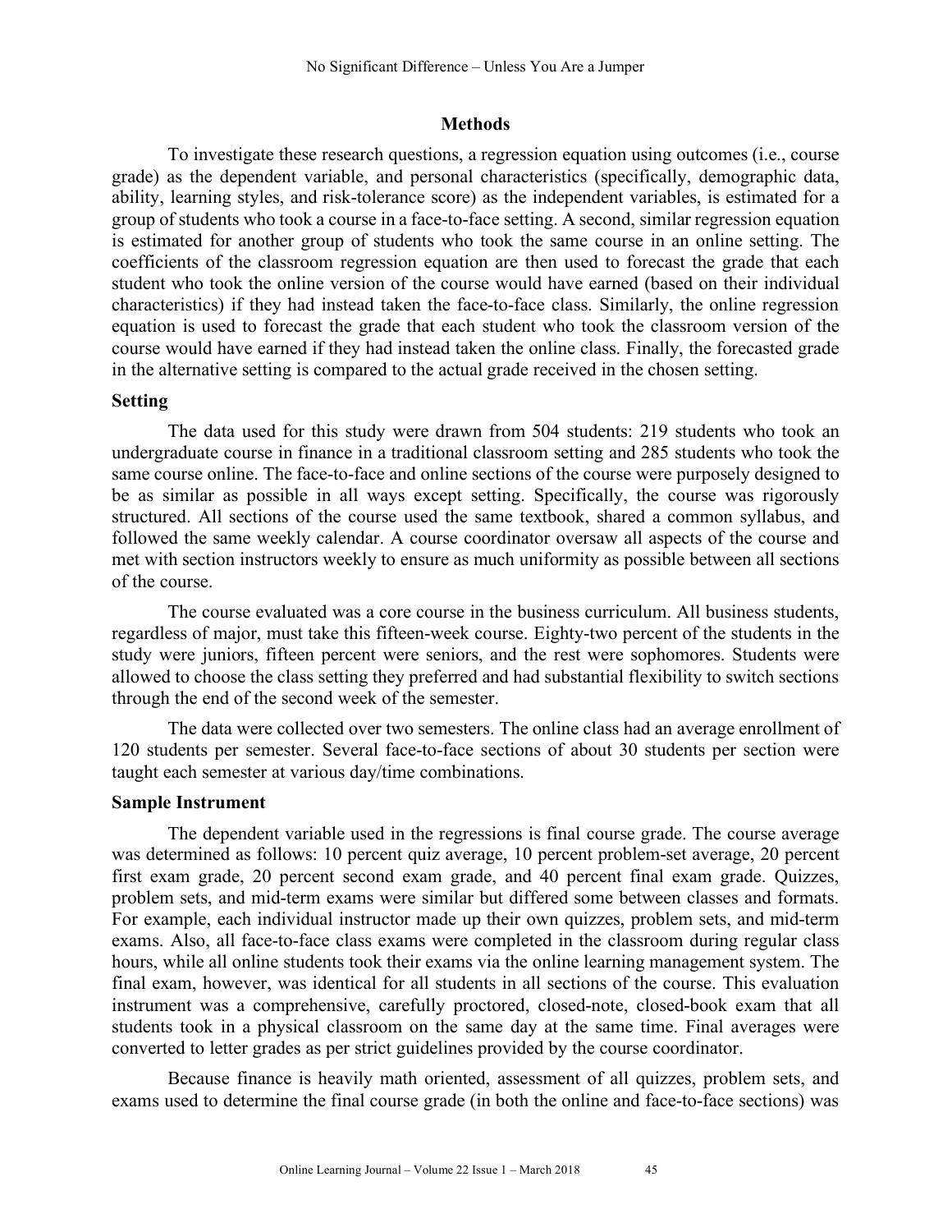## Methods

To investigate these research questions, a regression equation using outcomes (i.e., course grade) as the dependent variable, and personal characteristics (specifically, demographic data, ability, learning styles, and risk-tolerance score) as the independent variables, is estimated for a group of students who took a course in a face-to-face setting. A second, similar regression equation is estimated for another group of students who took the same course in an online setting. The coefficients of the classroom regression equation are then used to forecast the grade that each student who took the online version of the course would have earned (based on their individual characteristics) if they had instead taken the face-to-face class. Similarly, the online regression equation is used to forecast the grade that each student who took the classroom version of the course would have earned if they had instead taken the online class. Finally, the forecasted grade in the alternative setting is compared to the actual grade received in the chosen setting.

### Setting

The data used for this study were drawn from 504 students: 219 students who took an undergraduate course in finance in a traditional classroom setting and 285 students who took the same course online. The face-to-face and online sections of the course were purposely designed to be as similar as possible in all ways except setting. Specifically, the course was rigorously structured. All sections of the course used the same textbook, shared a common syllabus, and followed the same weekly calendar. A course coordinator oversaw all aspects of the course and met with section instructors weekly to ensure as much uniformity as possible between all sections of the course.

The course evaluated was a core course in the business curriculum. All business students, regardless of major, must take this fifteen-week course. Eighty-two percent of the students in the study were juniors, fifteen percent were seniors, and the rest were sophomores. Students were allowed to choose the class setting they preferred and had substantial flexibility to switch sections through the end of the second week of the semester.

The data were collected over two semesters. The online class had an average enrollment of 120 students per semester. Several face-to-face sections of about 30 students per section were taught each semester at various day/time combinations.

### Sample Instrument

The dependent variable used in the regressions is final course grade. The course average was determined as follows: 10 percent quiz average, 10 percent problem-set average, 20 percent first exam grade, 20 percent second exam grade, and 40 percent final exam grade. Quizzes, problem sets, and mid-term exams were similar but differed some between classes and formats. For example, each individual instructor made up their own quizzes, problem sets, and mid-term exams. Also, all face-to-face class exams were completed in the classroom during regular class hours, while all online students took their exams via the online learning management system. The final exam, however, was identical for all students in all sections of the course. This evaluation instrument was a comprehensive, carefully proctored, closed-note, closed-book exam that all students took in a physical classroom on the same day at the same time. Final averages were converted to letter grades as per strict guidelines provided by the course coordinator.

Because finance is heavily math oriented, assessment of all quizzes, problem sets, and exams used to determine the final course grade (in both the online and face-to-face sections) was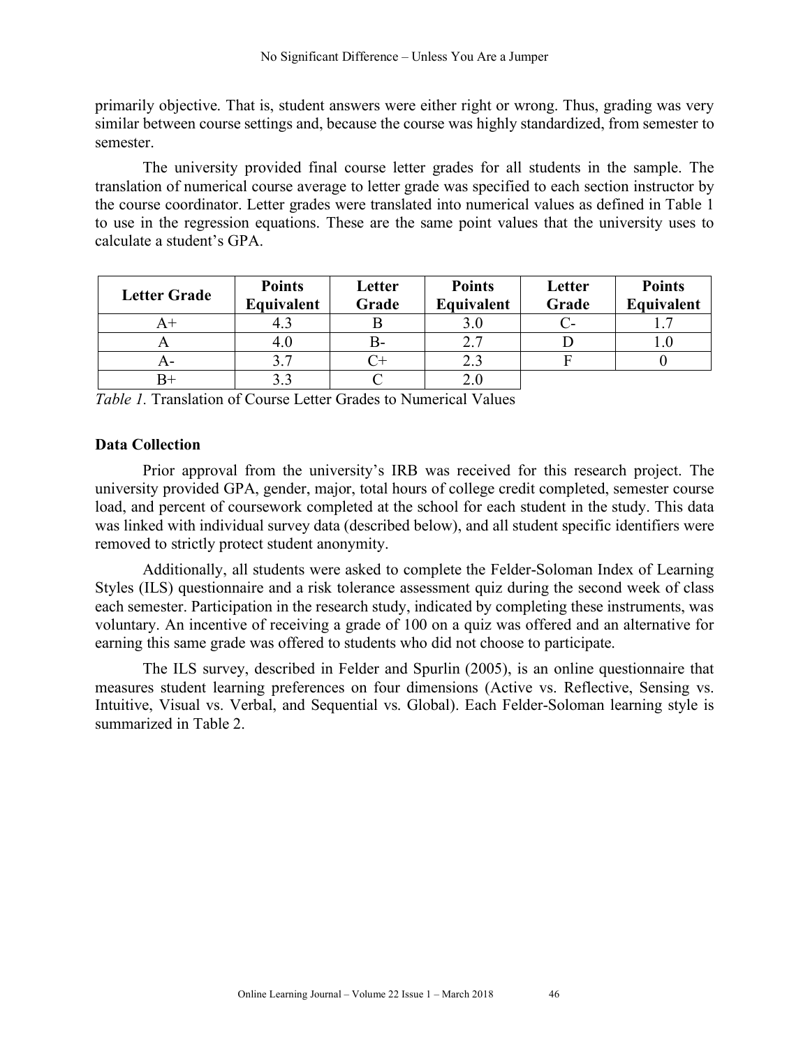primarily objective. That is, student answers were either right or wrong. Thus, grading was very similar between course settings and, because the course was highly standardized, from semester to semester.

The university provided final course letter grades for all students in the sample. The translation of numerical course average to letter grade was specified to each section instructor by the course coordinator. Letter grades were translated into numerical values as defined in Table 1 to use in the regression equations. These are the same point values that the university uses to calculate a student's GPA.

| Letter Grade | Points Equivalent | Letter Grade | Points Equivalent | Letter Grade | Points Equivalent |
|---|---|---|---|---|---|
| A+ | 4.3 | B | 3.0 | C- | 1.7 |
| A | 4.0 | B- | 2.7 | D | 1.0 |
| A- | 3.7 | C+ | 2.3 | F | 0 |
| B+ | 3.3 | C | 2.0 | | |

*Table 1.* Translation of Course Letter Grades to Numerical Values

**Data Collection**

Prior approval from the university's IRB was received for this research project. The university provided GPA, gender, major, total hours of college credit completed, semester course load, and percent of coursework completed at the school for each student in the study. This data was linked with individual survey data (described below), and all student specific identifiers were removed to strictly protect student anonymity.

Additionally, all students were asked to complete the Felder-Soloman Index of Learning Styles (ILS) questionnaire and a risk tolerance assessment quiz during the second week of class each semester. Participation in the research study, indicated by completing these instruments, was voluntary. An incentive of receiving a grade of 100 on a quiz was offered and an alternative for earning this same grade was offered to students who did not choose to participate.

The ILS survey, described in Felder and Spurlin (2005), is an online questionnaire that measures student learning preferences on four dimensions (Active vs. Reflective, Sensing vs. Intuitive, Visual vs. Verbal, and Sequential vs. Global). Each Felder-Soloman learning style is summarized in Table 2.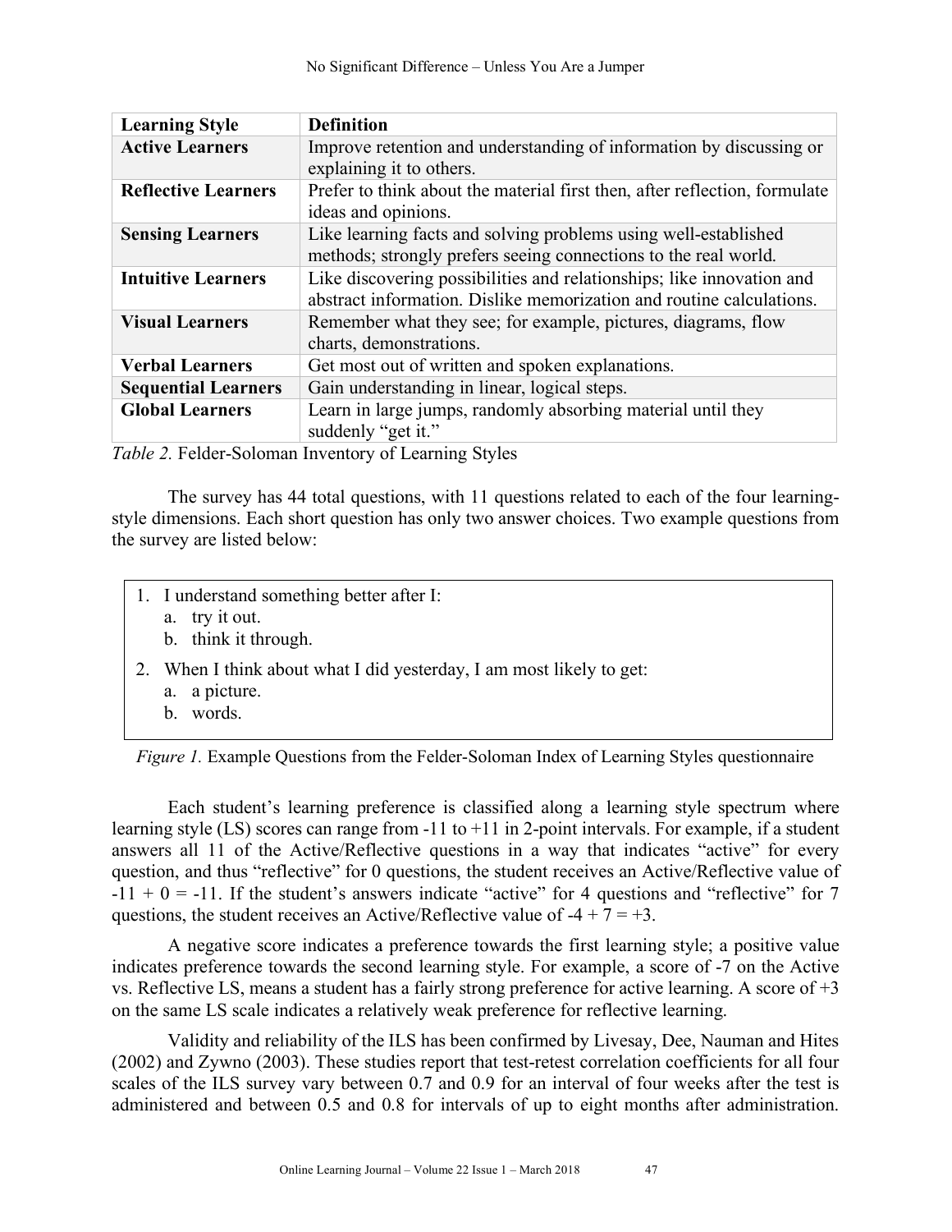| Learning Style | Definition |
|---|---|
| **Active Learners** | Improve retention and understanding of information by discussing or explaining it to others. |
| **Reflective Learners** | Prefer to think about the material first then, after reflection, formulate ideas and opinions. |
| **Sensing Learners** | Like learning facts and solving problems using well-established methods; strongly prefers seeing connections to the real world. |
| **Intuitive Learners** | Like discovering possibilities and relationships; like innovation and abstract information. Dislike memorization and routine calculations. |
| **Visual Learners** | Remember what they see; for example, pictures, diagrams, flow charts, demonstrations. |
| **Verbal Learners** | Get most out of written and spoken explanations. |
| **Sequential Learners** | Gain understanding in linear, logical steps. |
| **Global Learners** | Learn in large jumps, randomly absorbing material until they suddenly "get it." |

*Table 2.* Felder-Soloman Inventory of Learning Styles

The survey has 44 total questions, with 11 questions related to each of the four learning-style dimensions. Each short question has only two answer choices. Two example questions from the survey are listed below:

1. I understand something better after I:
   a. try it out.
   b. think it through.
2. When I think about what I did yesterday, I am most likely to get:
   a. a picture.
   b. words.

*Figure 1.* Example Questions from the Felder-Soloman Index of Learning Styles questionnaire

Each student's learning preference is classified along a learning style spectrum where learning style (LS) scores can range from -11 to +11 in 2-point intervals. For example, if a student answers all 11 of the Active/Reflective questions in a way that indicates "active" for every question, and thus "reflective" for 0 questions, the student receives an Active/Reflective value of $-11 + 0 = -11$. If the student's answers indicate "active" for 4 questions and "reflective" for 7 questions, the student receives an Active/Reflective value of $-4 + 7 = +3$.

A negative score indicates a preference towards the first learning style; a positive value indicates preference towards the second learning style. For example, a score of -7 on the Active vs. Reflective LS, means a student has a fairly strong preference for active learning. A score of +3 on the same LS scale indicates a relatively weak preference for reflective learning.

Validity and reliability of the ILS has been confirmed by Livesay, Dee, Nauman and Hites (2002) and Zywno (2003). These studies report that test-retest correlation coefficients for all four scales of the ILS survey vary between 0.7 and 0.9 for an interval of four weeks after the test is administered and between 0.5 and 0.8 for intervals of up to eight months after administration.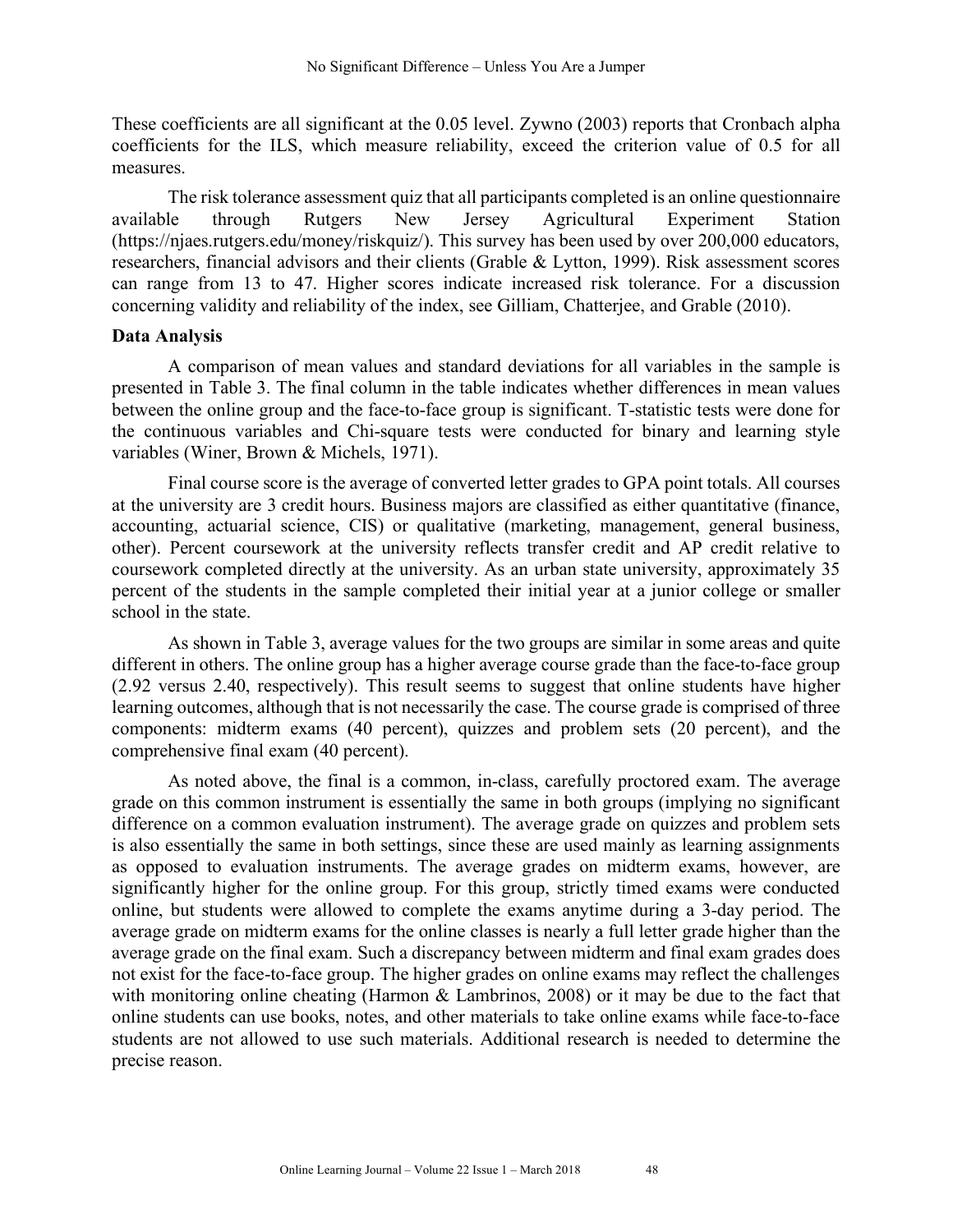These coefficients are all significant at the 0.05 level. Zywno (2003) reports that Cronbach alpha coefficients for the ILS, which measure reliability, exceed the criterion value of 0.5 for all measures.

The risk tolerance assessment quiz that all participants completed is an online questionnaire available through Rutgers New Jersey Agricultural Experiment Station (https://njaes.rutgers.edu/money/riskquiz/). This survey has been used by over 200,000 educators, researchers, financial advisors and their clients (Grable & Lytton, 1999). Risk assessment scores can range from 13 to 47. Higher scores indicate increased risk tolerance. For a discussion concerning validity and reliability of the index, see Gilliam, Chatterjee, and Grable (2010).

### Data Analysis

A comparison of mean values and standard deviations for all variables in the sample is presented in Table 3. The final column in the table indicates whether differences in mean values between the online group and the face-to-face group is significant. T-statistic tests were done for the continuous variables and Chi-square tests were conducted for binary and learning style variables (Winer, Brown & Michels, 1971).

Final course score is the average of converted letter grades to GPA point totals. All courses at the university are 3 credit hours. Business majors are classified as either quantitative (finance, accounting, actuarial science, CIS) or qualitative (marketing, management, general business, other). Percent coursework at the university reflects transfer credit and AP credit relative to coursework completed directly at the university. As an urban state university, approximately 35 percent of the students in the sample completed their initial year at a junior college or smaller school in the state.

As shown in Table 3, average values for the two groups are similar in some areas and quite different in others. The online group has a higher average course grade than the face-to-face group (2.92 versus 2.40, respectively). This result seems to suggest that online students have higher learning outcomes, although that is not necessarily the case. The course grade is comprised of three components: midterm exams (40 percent), quizzes and problem sets (20 percent), and the comprehensive final exam (40 percent).

As noted above, the final is a common, in-class, carefully proctored exam. The average grade on this common instrument is essentially the same in both groups (implying no significant difference on a common evaluation instrument). The average grade on quizzes and problem sets is also essentially the same in both settings, since these are used mainly as learning assignments as opposed to evaluation instruments. The average grades on midterm exams, however, are significantly higher for the online group. For this group, strictly timed exams were conducted online, but students were allowed to complete the exams anytime during a 3-day period. The average grade on midterm exams for the online classes is nearly a full letter grade higher than the average grade on the final exam. Such a discrepancy between midterm and final exam grades does not exist for the face-to-face group. The higher grades on online exams may reflect the challenges with monitoring online cheating (Harmon & Lambrinos, 2008) or it may be due to the fact that online students can use books, notes, and other materials to take online exams while face-to-face students are not allowed to use such materials. Additional research is needed to determine the precise reason.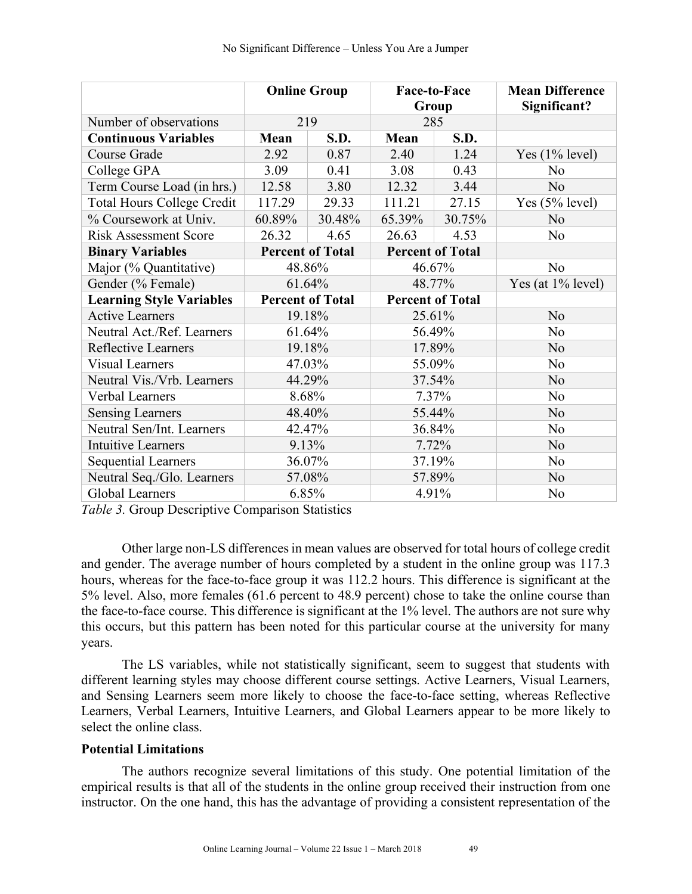| | Online Group | | Face-to-Face Group | | Mean Difference Significant? |
|---|---|---|---|---|---|
| Number of observations | 219 | | 285 | | |
| **Continuous Variables** | **Mean** | **S.D.** | **Mean** | **S.D.** | |
| Course Grade | 2.92 | 0.87 | 2.40 | 1.24 | Yes (1% level) |
| College GPA | 3.09 | 0.41 | 3.08 | 0.43 | No |
| Term Course Load (in hrs.) | 12.58 | 3.80 | 12.32 | 3.44 | No |
| Total Hours College Credit | 117.29 | 29.33 | 111.21 | 27.15 | Yes (5% level) |
| % Coursework at Univ. | 60.89% | 30.48% | 65.39% | 30.75% | No |
| Risk Assessment Score | 26.32 | 4.65 | 26.63 | 4.53 | No |
| **Binary Variables** | **Percent of Total** | | **Percent of Total** | | |
| Major (% Quantitative) | 48.86% | | 46.67% | | No |
| Gender (% Female) | 61.64% | | 48.77% | | Yes (at 1% level) |
| **Learning Style Variables** | **Percent of Total** | | **Percent of Total** | | |
| Active Learners | 19.18% | | 25.61% | | No |
| Neutral Act./Ref. Learners | 61.64% | | 56.49% | | No |
| Reflective Learners | 19.18% | | 17.89% | | No |
| Visual Learners | 47.03% | | 55.09% | | No |
| Neutral Vis./Vrb. Learners | 44.29% | | 37.54% | | No |
| Verbal Learners | 8.68% | | 7.37% | | No |
| Sensing Learners | 48.40% | | 55.44% | | No |
| Neutral Sen/Int. Learners | 42.47% | | 36.84% | | No |
| Intuitive Learners | 9.13% | | 7.72% | | No |
| Sequential Learners | 36.07% | | 37.19% | | No |
| Neutral Seq./Glo. Learners | 57.08% | | 57.89% | | No |
| Global Learners | 6.85% | | 4.91% | | No |

*Table 3.* Group Descriptive Comparison Statistics

Other large non-LS differences in mean values are observed for total hours of college credit and gender. The average number of hours completed by a student in the online group was 117.3 hours, whereas for the face-to-face group it was 112.2 hours. This difference is significant at the 5% level. Also, more females (61.6 percent to 48.9 percent) chose to take the online course than the face-to-face course. This difference is significant at the 1% level. The authors are not sure why this occurs, but this pattern has been noted for this particular course at the university for many years.

The LS variables, while not statistically significant, seem to suggest that students with different learning styles may choose different course settings. Active Learners, Visual Learners, and Sensing Learners seem more likely to choose the face-to-face setting, whereas Reflective Learners, Verbal Learners, Intuitive Learners, and Global Learners appear to be more likely to select the online class.

**Potential Limitations**

The authors recognize several limitations of this study. One potential limitation of the empirical results is that all of the students in the online group received their instruction from one instructor. On the one hand, this has the advantage of providing a consistent representation of the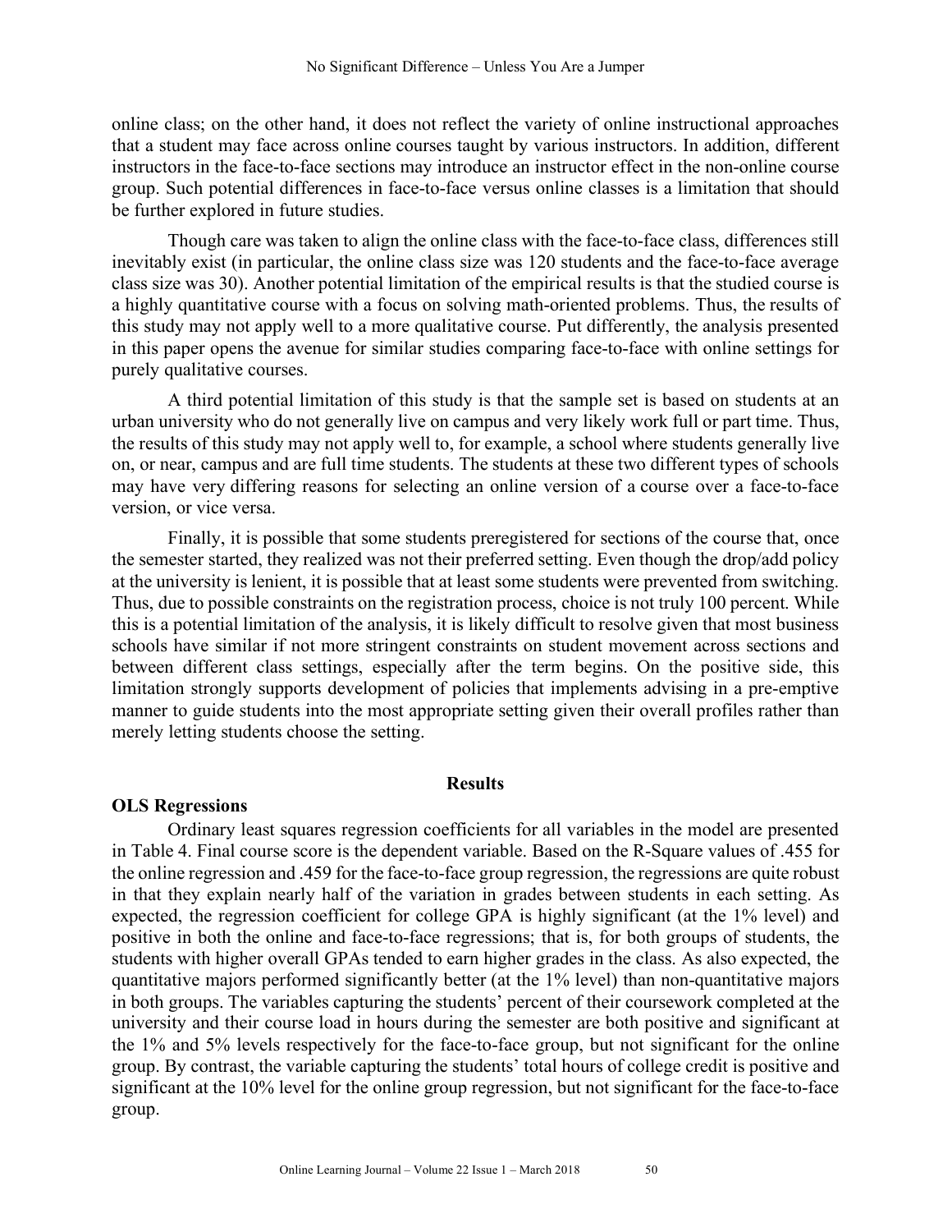online class; on the other hand, it does not reflect the variety of online instructional approaches that a student may face across online courses taught by various instructors. In addition, different instructors in the face-to-face sections may introduce an instructor effect in the non-online course group. Such potential differences in face-to-face versus online classes is a limitation that should be further explored in future studies.

Though care was taken to align the online class with the face-to-face class, differences still inevitably exist (in particular, the online class size was 120 students and the face-to-face average class size was 30). Another potential limitation of the empirical results is that the studied course is a highly quantitative course with a focus on solving math-oriented problems. Thus, the results of this study may not apply well to a more qualitative course. Put differently, the analysis presented in this paper opens the avenue for similar studies comparing face-to-face with online settings for purely qualitative courses.

A third potential limitation of this study is that the sample set is based on students at an urban university who do not generally live on campus and very likely work full or part time. Thus, the results of this study may not apply well to, for example, a school where students generally live on, or near, campus and are full time students. The students at these two different types of schools may have very differing reasons for selecting an online version of a course over a face-to-face version, or vice versa.

Finally, it is possible that some students preregistered for sections of the course that, once the semester started, they realized was not their preferred setting. Even though the drop/add policy at the university is lenient, it is possible that at least some students were prevented from switching. Thus, due to possible constraints on the registration process, choice is not truly 100 percent. While this is a potential limitation of the analysis, it is likely difficult to resolve given that most business schools have similar if not more stringent constraints on student movement across sections and between different class settings, especially after the term begins. On the positive side, this limitation strongly supports development of policies that implements advising in a pre-emptive manner to guide students into the most appropriate setting given their overall profiles rather than merely letting students choose the setting.

## Results

### OLS Regressions

Ordinary least squares regression coefficients for all variables in the model are presented in Table 4. Final course score is the dependent variable. Based on the R-Square values of .455 for the online regression and .459 for the face-to-face group regression, the regressions are quite robust in that they explain nearly half of the variation in grades between students in each setting. As expected, the regression coefficient for college GPA is highly significant (at the 1% level) and positive in both the online and face-to-face regressions; that is, for both groups of students, the students with higher overall GPAs tended to earn higher grades in the class. As also expected, the quantitative majors performed significantly better (at the 1% level) than non-quantitative majors in both groups. The variables capturing the students' percent of their coursework completed at the university and their course load in hours during the semester are both positive and significant at the 1% and 5% levels respectively for the face-to-face group, but not significant for the online group. By contrast, the variable capturing the students' total hours of college credit is positive and significant at the 10% level for the online group regression, but not significant for the face-to-face group.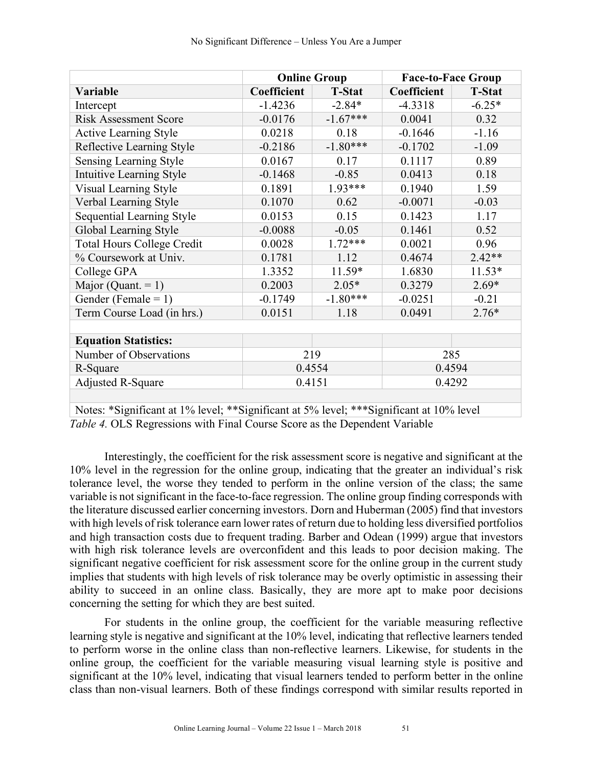| | Online Group | | Face-to-Face Group | |
|---|---|---|---|---|
| **Variable** | **Coefficient** | **T-Stat** | **Coefficient** | **T-Stat** |
| Intercept | -1.4236 | -2.84* | -4.3318 | -6.25* |
| Risk Assessment Score | -0.0176 | -1.67*** | 0.0041 | 0.32 |
| Active Learning Style | 0.0218 | 0.18 | -0.1646 | -1.16 |
| Reflective Learning Style | -0.2186 | -1.80*** | -0.1702 | -1.09 |
| Sensing Learning Style | 0.0167 | 0.17 | 0.1117 | 0.89 |
| Intuitive Learning Style | -0.1468 | -0.85 | 0.0413 | 0.18 |
| Visual Learning Style | 0.1891 | 1.93*** | 0.1940 | 1.59 |
| Verbal Learning Style | 0.1070 | 0.62 | -0.0071 | -0.03 |
| Sequential Learning Style | 0.0153 | 0.15 | 0.1423 | 1.17 |
| Global Learning Style | -0.0088 | -0.05 | 0.1461 | 0.52 |
| Total Hours College Credit | 0.0028 | 1.72*** | 0.0021 | 0.96 |
| % Coursework at Univ. | 0.1781 | 1.12 | 0.4674 | 2.42** |
| College GPA | 1.3352 | 11.59* | 1.6830 | 11.53* |
| Major (Quant. = 1) | 0.2003 | 2.05* | 0.3279 | 2.69* |
| Gender (Female = 1) | -0.1749 | -1.80*** | -0.0251 | -0.21 |
| Term Course Load (in hrs.) | 0.0151 | 1.18 | 0.0491 | 2.76* |
| | | | | |
| **Equation Statistics:** | | | | |
| Number of Observations | 219 | | 285 | |
| R-Square | 0.4554 | | 0.4594 | |
| Adjusted R-Square | 0.4151 | | 0.4292 | |
| | | | | |
| Notes: *Significant at 1% level; **Significant at 5% level; ***Significant at 10% level | | | | |

*Table 4.* OLS Regressions with Final Course Score as the Dependent Variable

Interestingly, the coefficient for the risk assessment score is negative and significant at the 10% level in the regression for the online group, indicating that the greater an individual's risk tolerance level, the worse they tended to perform in the online version of the class; the same variable is not significant in the face-to-face regression. The online group finding corresponds with the literature discussed earlier concerning investors. Dorn and Huberman (2005) find that investors with high levels of risk tolerance earn lower rates of return due to holding less diversified portfolios and high transaction costs due to frequent trading. Barber and Odean (1999) argue that investors with high risk tolerance levels are overconfident and this leads to poor decision making. The significant negative coefficient for risk assessment score for the online group in the current study implies that students with high levels of risk tolerance may be overly optimistic in assessing their ability to succeed in an online class. Basically, they are more apt to make poor decisions concerning the setting for which they are best suited.

For students in the online group, the coefficient for the variable measuring reflective learning style is negative and significant at the 10% level, indicating that reflective learners tended to perform worse in the online class than non-reflective learners. Likewise, for students in the online group, the coefficient for the variable measuring visual learning style is positive and significant at the 10% level, indicating that visual learners tended to perform better in the online class than non-visual learners. Both of these findings correspond with similar results reported in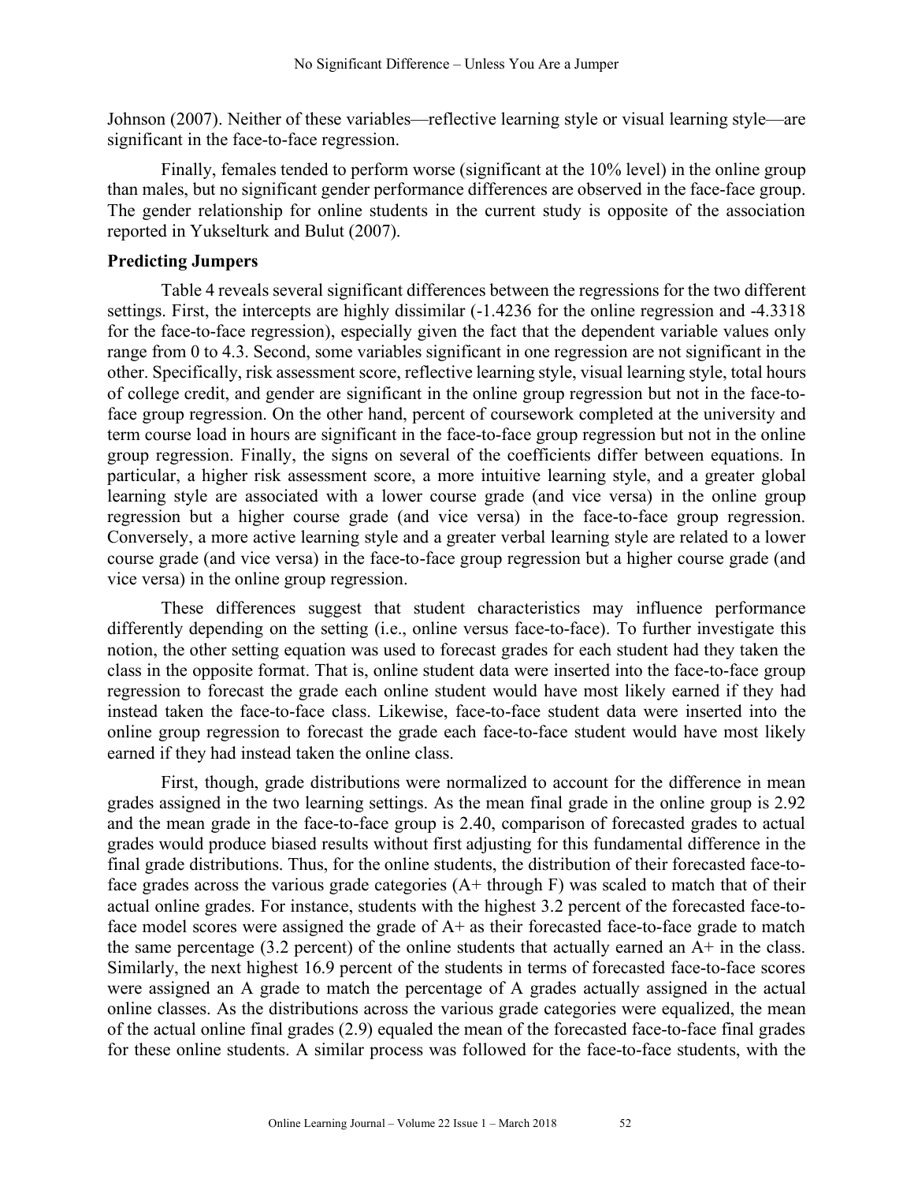Johnson (2007). Neither of these variables—reflective learning style or visual learning style—are significant in the face-to-face regression.

Finally, females tended to perform worse (significant at the 10% level) in the online group than males, but no significant gender performance differences are observed in the face-face group. The gender relationship for online students in the current study is opposite of the association reported in Yukselturk and Bulut (2007).

### Predicting Jumpers

Table 4 reveals several significant differences between the regressions for the two different settings. First, the intercepts are highly dissimilar (-1.4236 for the online regression and -4.3318 for the face-to-face regression), especially given the fact that the dependent variable values only range from 0 to 4.3. Second, some variables significant in one regression are not significant in the other. Specifically, risk assessment score, reflective learning style, visual learning style, total hours of college credit, and gender are significant in the online group regression but not in the face-to-face group regression. On the other hand, percent of coursework completed at the university and term course load in hours are significant in the face-to-face group regression but not in the online group regression. Finally, the signs on several of the coefficients differ between equations. In particular, a higher risk assessment score, a more intuitive learning style, and a greater global learning style are associated with a lower course grade (and vice versa) in the online group regression but a higher course grade (and vice versa) in the face-to-face group regression. Conversely, a more active learning style and a greater verbal learning style are related to a lower course grade (and vice versa) in the face-to-face group regression but a higher course grade (and vice versa) in the online group regression.

These differences suggest that student characteristics may influence performance differently depending on the setting (i.e., online versus face-to-face). To further investigate this notion, the other setting equation was used to forecast grades for each student had they taken the class in the opposite format. That is, online student data were inserted into the face-to-face group regression to forecast the grade each online student would have most likely earned if they had instead taken the face-to-face class. Likewise, face-to-face student data were inserted into the online group regression to forecast the grade each face-to-face student would have most likely earned if they had instead taken the online class.

First, though, grade distributions were normalized to account for the difference in mean grades assigned in the two learning settings. As the mean final grade in the online group is 2.92 and the mean grade in the face-to-face group is 2.40, comparison of forecasted grades to actual grades would produce biased results without first adjusting for this fundamental difference in the final grade distributions. Thus, for the online students, the distribution of their forecasted face-to-face grades across the various grade categories (A+ through F) was scaled to match that of their actual online grades. For instance, students with the highest 3.2 percent of the forecasted face-to-face model scores were assigned the grade of A+ as their forecasted face-to-face grade to match the same percentage (3.2 percent) of the online students that actually earned an A+ in the class. Similarly, the next highest 16.9 percent of the students in terms of forecasted face-to-face scores were assigned an A grade to match the percentage of A grades actually assigned in the actual online classes. As the distributions across the various grade categories were equalized, the mean of the actual online final grades (2.9) equaled the mean of the forecasted face-to-face final grades for these online students. A similar process was followed for the face-to-face students, with the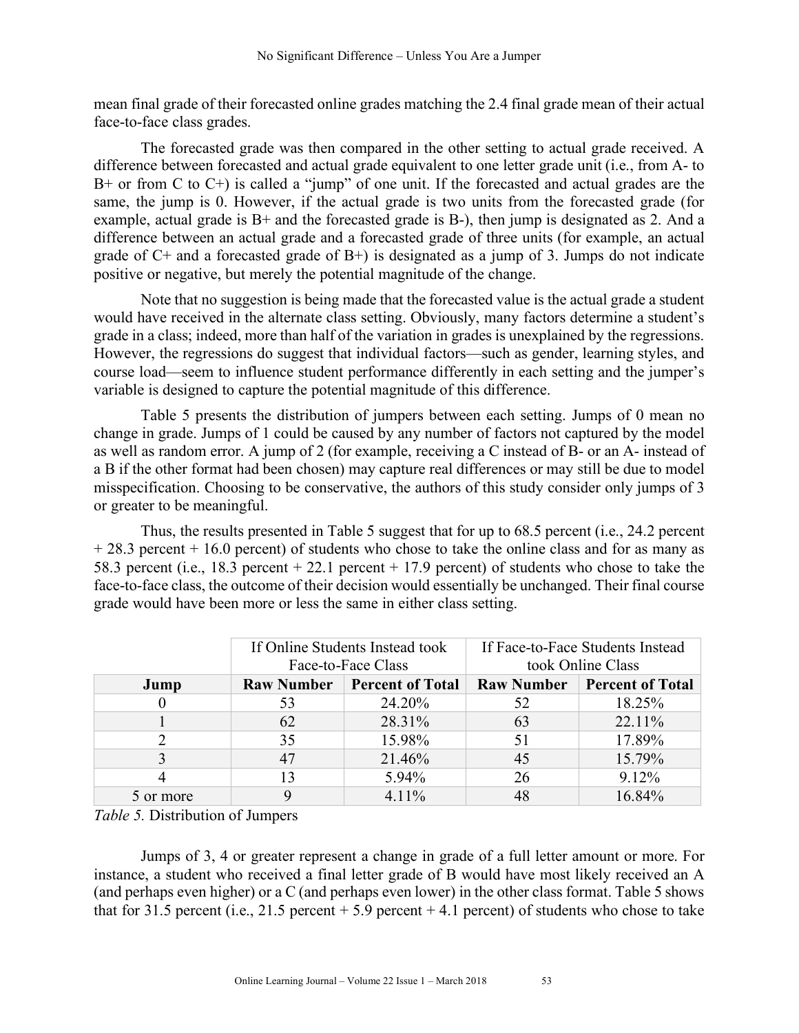mean final grade of their forecasted online grades matching the 2.4 final grade mean of their actual face-to-face class grades.

The forecasted grade was then compared in the other setting to actual grade received. A difference between forecasted and actual grade equivalent to one letter grade unit (i.e., from A- to B+ or from C to C+) is called a "jump" of one unit. If the forecasted and actual grades are the same, the jump is 0. However, if the actual grade is two units from the forecasted grade (for example, actual grade is B+ and the forecasted grade is B-), then jump is designated as 2. And a difference between an actual grade and a forecasted grade of three units (for example, an actual grade of C+ and a forecasted grade of B+) is designated as a jump of 3. Jumps do not indicate positive or negative, but merely the potential magnitude of the change.

Note that no suggestion is being made that the forecasted value is the actual grade a student would have received in the alternate class setting. Obviously, many factors determine a student's grade in a class; indeed, more than half of the variation in grades is unexplained by the regressions. However, the regressions do suggest that individual factors—such as gender, learning styles, and course load—seem to influence student performance differently in each setting and the jumper's variable is designed to capture the potential magnitude of this difference.

Table 5 presents the distribution of jumpers between each setting. Jumps of 0 mean no change in grade. Jumps of 1 could be caused by any number of factors not captured by the model as well as random error. A jump of 2 (for example, receiving a C instead of B- or an A- instead of a B if the other format had been chosen) may capture real differences or may still be due to model misspecification. Choosing to be conservative, the authors of this study consider only jumps of 3 or greater to be meaningful.

Thus, the results presented in Table 5 suggest that for up to 68.5 percent (i.e., 24.2 percent + 28.3 percent + 16.0 percent) of students who chose to take the online class and for as many as 58.3 percent (i.e., 18.3 percent + 22.1 percent + 17.9 percent) of students who chose to take the face-to-face class, the outcome of their decision would essentially be unchanged. Their final course grade would have been more or less the same in either class setting.

| | If Online Students Instead took Face-to-Face Class | | If Face-to-Face Students Instead took Online Class | |
|---|---|---|---|---|
| **Jump** | **Raw Number** | **Percent of Total** | **Raw Number** | **Percent of Total** |
| 0 | 53 | 24.20% | 52 | 18.25% |
| 1 | 62 | 28.31% | 63 | 22.11% |
| 2 | 35 | 15.98% | 51 | 17.89% |
| 3 | 47 | 21.46% | 45 | 15.79% |
| 4 | 13 | 5.94% | 26 | 9.12% |
| 5 or more | 9 | 4.11% | 48 | 16.84% |

*Table 5.* Distribution of Jumpers

Jumps of 3, 4 or greater represent a change in grade of a full letter amount or more. For instance, a student who received a final letter grade of B would have most likely received an A (and perhaps even higher) or a C (and perhaps even lower) in the other class format. Table 5 shows that for 31.5 percent (i.e., 21.5 percent + 5.9 percent + 4.1 percent) of students who chose to take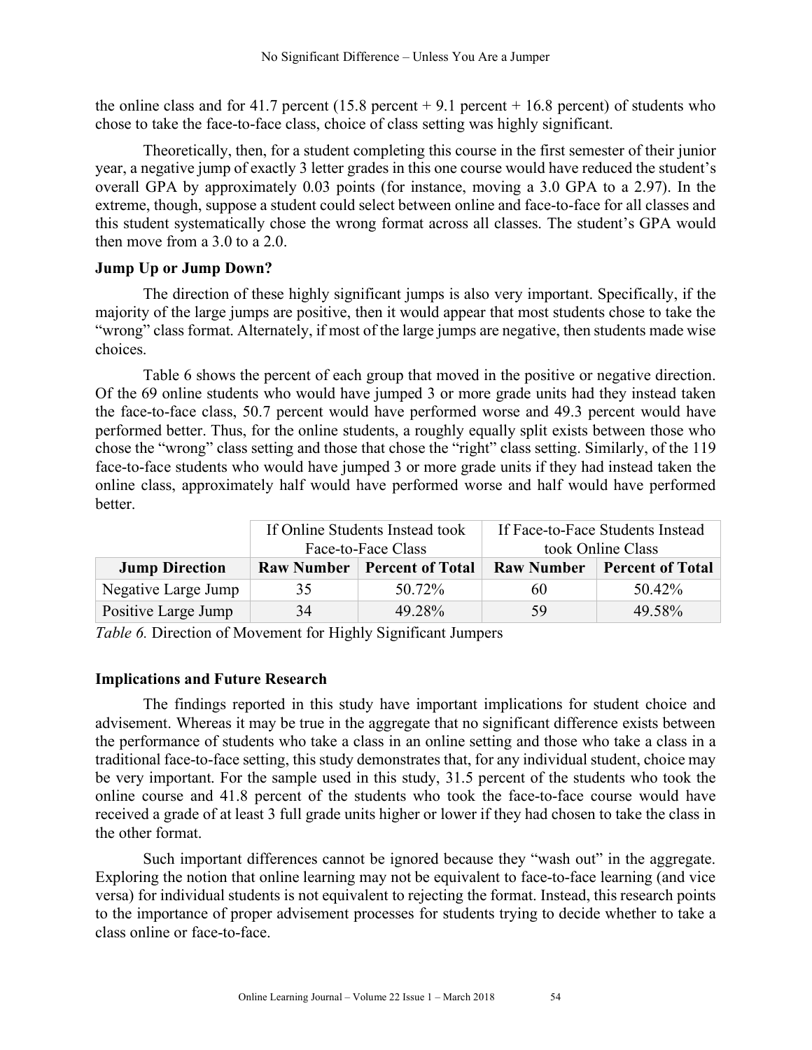the online class and for 41.7 percent (15.8 percent + 9.1 percent + 16.8 percent) of students who chose to take the face-to-face class, choice of class setting was highly significant.

Theoretically, then, for a student completing this course in the first semester of their junior year, a negative jump of exactly 3 letter grades in this one course would have reduced the student's overall GPA by approximately 0.03 points (for instance, moving a 3.0 GPA to a 2.97). In the extreme, though, suppose a student could select between online and face-to-face for all classes and this student systematically chose the wrong format across all classes. The student's GPA would then move from a 3.0 to a 2.0.

**Jump Up or Jump Down?**

The direction of these highly significant jumps is also very important. Specifically, if the majority of the large jumps are positive, then it would appear that most students chose to take the "wrong" class format. Alternately, if most of the large jumps are negative, then students made wise choices.

Table 6 shows the percent of each group that moved in the positive or negative direction. Of the 69 online students who would have jumped 3 or more grade units had they instead taken the face-to-face class, 50.7 percent would have performed worse and 49.3 percent would have performed better. Thus, for the online students, a roughly equally split exists between those who chose the "wrong" class setting and those that chose the "right" class setting. Similarly, of the 119 face-to-face students who would have jumped 3 or more grade units if they had instead taken the online class, approximately half would have performed worse and half would have performed better.

| | If Online Students Instead took Face-to-Face Class | | If Face-to-Face Students Instead took Online Class | |
|---|---|---|---|---|
| **Jump Direction** | **Raw Number** | **Percent of Total** | **Raw Number** | **Percent of Total** |
| Negative Large Jump | 35 | 50.72% | 60 | 50.42% |
| Positive Large Jump | 34 | 49.28% | 59 | 49.58% |

*Table 6.* Direction of Movement for Highly Significant Jumpers

**Implications and Future Research**

The findings reported in this study have important implications for student choice and advisement. Whereas it may be true in the aggregate that no significant difference exists between the performance of students who take a class in an online setting and those who take a class in a traditional face-to-face setting, this study demonstrates that, for any individual student, choice may be very important. For the sample used in this study, 31.5 percent of the students who took the online course and 41.8 percent of the students who took the face-to-face course would have received a grade of at least 3 full grade units higher or lower if they had chosen to take the class in the other format.

Such important differences cannot be ignored because they "wash out" in the aggregate. Exploring the notion that online learning may not be equivalent to face-to-face learning (and vice versa) for individual students is not equivalent to rejecting the format. Instead, this research points to the importance of proper advisement processes for students trying to decide whether to take a class online or face-to-face.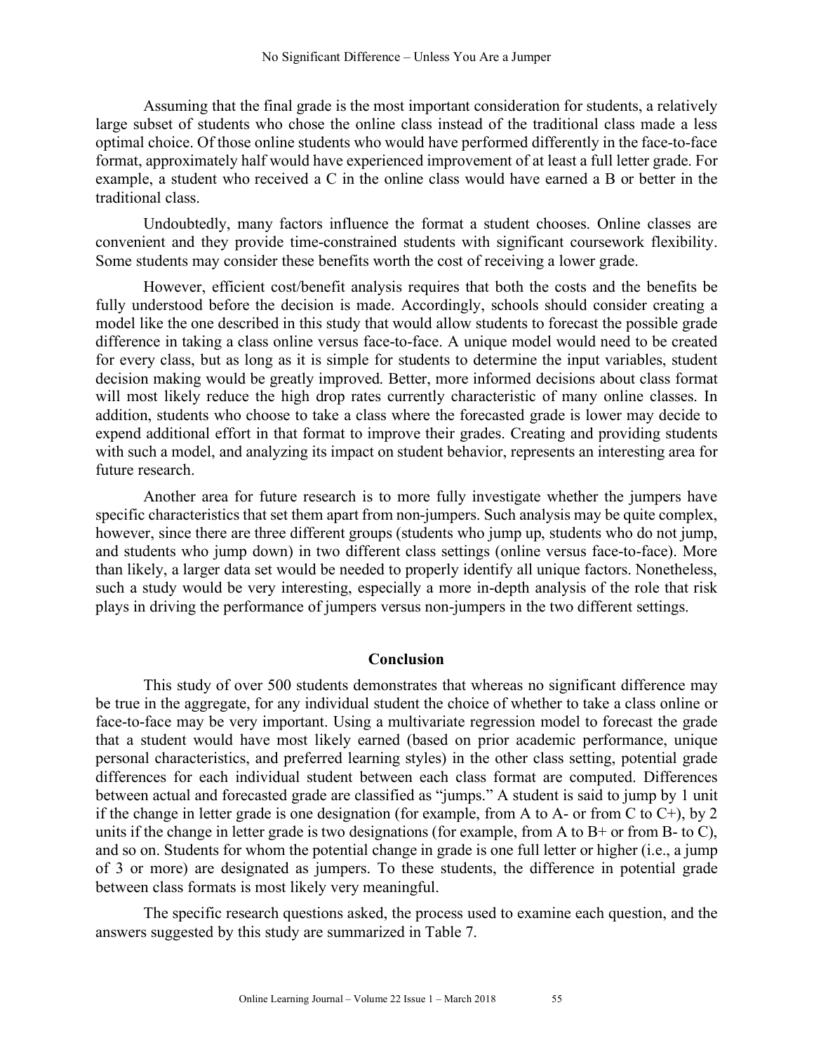Assuming that the final grade is the most important consideration for students, a relatively large subset of students who chose the online class instead of the traditional class made a less optimal choice. Of those online students who would have performed differently in the face-to-face format, approximately half would have experienced improvement of at least a full letter grade. For example, a student who received a C in the online class would have earned a B or better in the traditional class.

Undoubtedly, many factors influence the format a student chooses. Online classes are convenient and they provide time-constrained students with significant coursework flexibility. Some students may consider these benefits worth the cost of receiving a lower grade.

However, efficient cost/benefit analysis requires that both the costs and the benefits be fully understood before the decision is made. Accordingly, schools should consider creating a model like the one described in this study that would allow students to forecast the possible grade difference in taking a class online versus face-to-face. A unique model would need to be created for every class, but as long as it is simple for students to determine the input variables, student decision making would be greatly improved. Better, more informed decisions about class format will most likely reduce the high drop rates currently characteristic of many online classes. In addition, students who choose to take a class where the forecasted grade is lower may decide to expend additional effort in that format to improve their grades. Creating and providing students with such a model, and analyzing its impact on student behavior, represents an interesting area for future research.

Another area for future research is to more fully investigate whether the jumpers have specific characteristics that set them apart from non-jumpers. Such analysis may be quite complex, however, since there are three different groups (students who jump up, students who do not jump, and students who jump down) in two different class settings (online versus face-to-face). More than likely, a larger data set would be needed to properly identify all unique factors. Nonetheless, such a study would be very interesting, especially a more in-depth analysis of the role that risk plays in driving the performance of jumpers versus non-jumpers in the two different settings.

## Conclusion

This study of over 500 students demonstrates that whereas no significant difference may be true in the aggregate, for any individual student the choice of whether to take a class online or face-to-face may be very important. Using a multivariate regression model to forecast the grade that a student would have most likely earned (based on prior academic performance, unique personal characteristics, and preferred learning styles) in the other class setting, potential grade differences for each individual student between each class format are computed. Differences between actual and forecasted grade are classified as "jumps." A student is said to jump by 1 unit if the change in letter grade is one designation (for example, from A to A- or from C to C+), by 2 units if the change in letter grade is two designations (for example, from A to B+ or from B- to C), and so on. Students for whom the potential change in grade is one full letter or higher (i.e., a jump of 3 or more) are designated as jumpers. To these students, the difference in potential grade between class formats is most likely very meaningful.

The specific research questions asked, the process used to examine each question, and the answers suggested by this study are summarized in Table 7.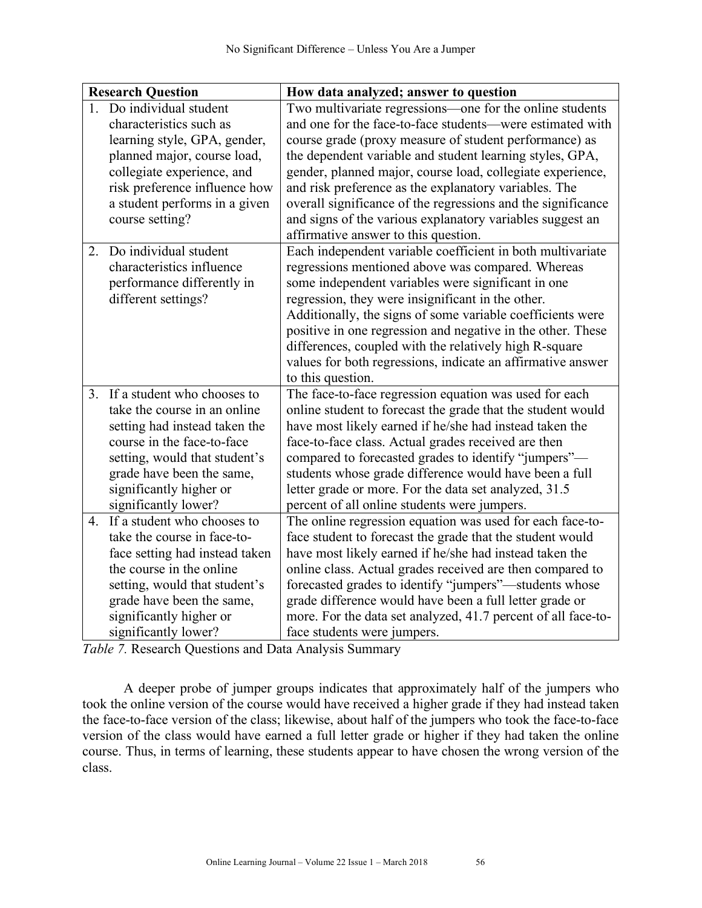| Research Question | How data analyzed; answer to question |
| --- | --- |
| 1. Do individual student characteristics such as learning style, GPA, gender, planned major, course load, collegiate experience, and risk preference influence how a student performs in a given course setting? | Two multivariate regressions—one for the online students and one for the face-to-face students—were estimated with course grade (proxy measure of student performance) as the dependent variable and student learning styles, GPA, gender, planned major, course load, collegiate experience, and risk preference as the explanatory variables. The overall significance of the regressions and the significance and signs of the various explanatory variables suggest an affirmative answer to this question. |
| 2. Do individual student characteristics influence performance differently in different settings? | Each independent variable coefficient in both multivariate regressions mentioned above was compared. Whereas some independent variables were significant in one regression, they were insignificant in the other. Additionally, the signs of some variable coefficients were positive in one regression and negative in the other. These differences, coupled with the relatively high R-square values for both regressions, indicate an affirmative answer to this question. |
| 3. If a student who chooses to take the course in an online setting had instead taken the course in the face-to-face setting, would that student's grade have been the same, significantly higher or significantly lower? | The face-to-face regression equation was used for each online student to forecast the grade that the student would have most likely earned if he/she had instead taken the face-to-face class. Actual grades received are then compared to forecasted grades to identify "jumpers"—students whose grade difference would have been a full letter grade or more. For the data set analyzed, 31.5 percent of all online students were jumpers. |
| 4. If a student who chooses to take the course in face-to-face setting had instead taken the course in the online setting, would that student's grade have been the same, significantly higher or significantly lower? | The online regression equation was used for each face-to-face student to forecast the grade that the student would have most likely earned if he/she had instead taken the online class. Actual grades received are then compared to forecasted grades to identify "jumpers"—students whose grade difference would have been a full letter grade or more. For the data set analyzed, 41.7 percent of all face-to-face students were jumpers. |

*Table 7.* Research Questions and Data Analysis Summary

A deeper probe of jumper groups indicates that approximately half of the jumpers who took the online version of the course would have received a higher grade if they had instead taken the face-to-face version of the class; likewise, about half of the jumpers who took the face-to-face version of the class would have earned a full letter grade or higher if they had taken the online course. Thus, in terms of learning, these students appear to have chosen the wrong version of the class.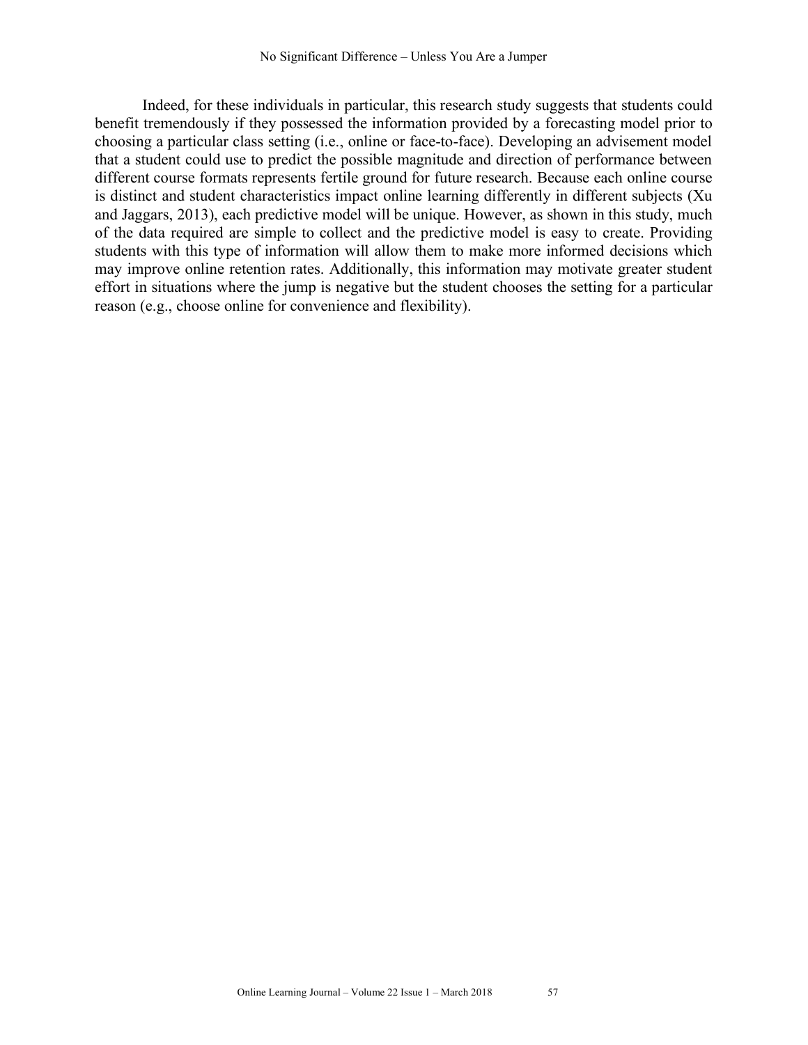Indeed, for these individuals in particular, this research study suggests that students could benefit tremendously if they possessed the information provided by a forecasting model prior to choosing a particular class setting (i.e., online or face-to-face). Developing an advisement model that a student could use to predict the possible magnitude and direction of performance between different course formats represents fertile ground for future research. Because each online course is distinct and student characteristics impact online learning differently in different subjects (Xu and Jaggars, 2013), each predictive model will be unique. However, as shown in this study, much of the data required are simple to collect and the predictive model is easy to create. Providing students with this type of information will allow them to make more informed decisions which may improve online retention rates. Additionally, this information may motivate greater student effort in situations where the jump is negative but the student chooses the setting for a particular reason (e.g., choose online for convenience and flexibility).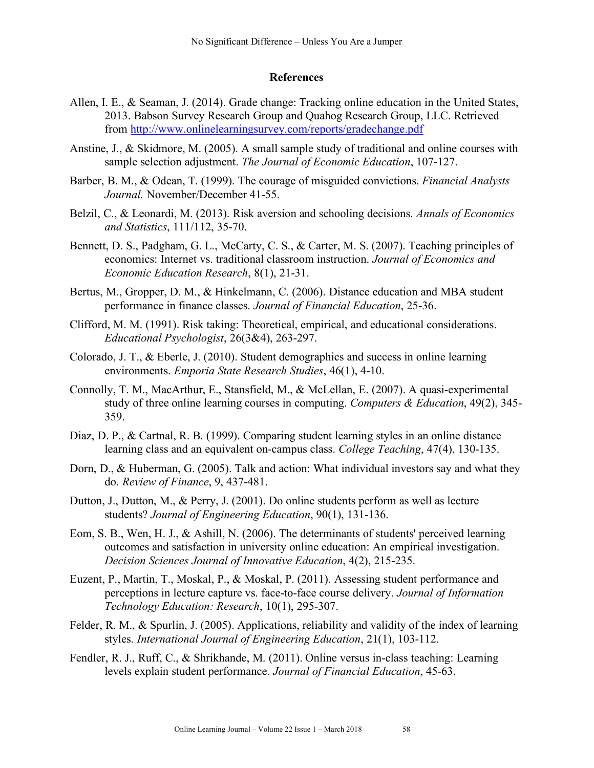## References

Allen, I. E., & Seaman, J. (2014). Grade change: Tracking online education in the United States, 2013. Babson Survey Research Group and Quahog Research Group, LLC. Retrieved from http://www.onlinelearningsurvey.com/reports/gradechange.pdf

Anstine, J., & Skidmore, M. (2005). A small sample study of traditional and online courses with sample selection adjustment. *The Journal of Economic Education*, 107-127.

Barber, B. M., & Odean, T. (1999). The courage of misguided convictions. *Financial Analysts Journal.* November/December 41-55.

Belzil, C., & Leonardi, M. (2013). Risk aversion and schooling decisions. *Annals of Economics and Statistics*, 111/112, 35-70.

Bennett, D. S., Padgham, G. L., McCarty, C. S., & Carter, M. S. (2007). Teaching principles of economics: Internet vs. traditional classroom instruction. *Journal of Economics and Economic Education Research*, 8(1), 21-31.

Bertus, M., Gropper, D. M., & Hinkelmann, C. (2006). Distance education and MBA student performance in finance classes. *Journal of Financial Education*, 25-36.

Clifford, M. M. (1991). Risk taking: Theoretical, empirical, and educational considerations. *Educational Psychologist*, 26(3&4), 263-297.

Colorado, J. T., & Eberle, J. (2010). Student demographics and success in online learning environments. *Emporia State Research Studies*, 46(1), 4-10.

Connolly, T. M., MacArthur, E., Stansfield, M., & McLellan, E. (2007). A quasi-experimental study of three online learning courses in computing. *Computers & Education*, 49(2), 345-359.

Diaz, D. P., & Cartnal, R. B. (1999). Comparing student learning styles in an online distance learning class and an equivalent on-campus class. *College Teaching*, 47(4), 130-135.

Dorn, D., & Huberman, G. (2005). Talk and action: What individual investors say and what they do. *Review of Finance*, 9, 437-481.

Dutton, J., Dutton, M., & Perry, J. (2001). Do online students perform as well as lecture students? *Journal of Engineering Education*, 90(1), 131-136.

Eom, S. B., Wen, H. J., & Ashill, N. (2006). The determinants of students' perceived learning outcomes and satisfaction in university online education: An empirical investigation. *Decision Sciences Journal of Innovative Education*, 4(2), 215-235.

Euzent, P., Martin, T., Moskal, P., & Moskal, P. (2011). Assessing student performance and perceptions in lecture capture vs. face-to-face course delivery. *Journal of Information Technology Education: Research*, 10(1), 295-307.

Felder, R. M., & Spurlin, J. (2005). Applications, reliability and validity of the index of learning styles. *International Journal of Engineering Education*, 21(1), 103-112.

Fendler, R. J., Ruff, C., & Shrikhande, M. (2011). Online versus in-class teaching: Learning levels explain student performance. *Journal of Financial Education*, 45-63.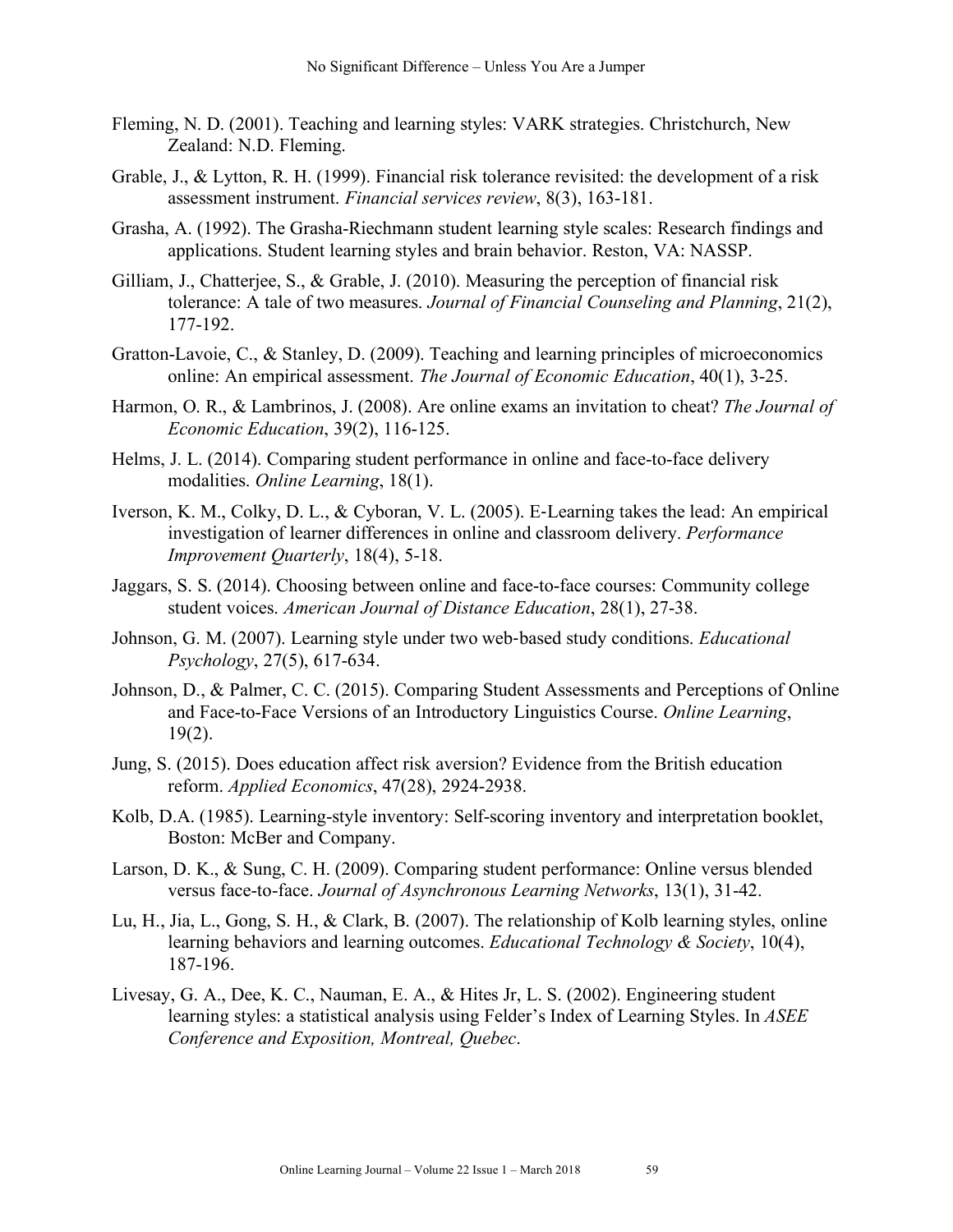Fleming, N. D. (2001). Teaching and learning styles: VARK strategies. Christchurch, New Zealand: N.D. Fleming.

Grable, J., & Lytton, R. H. (1999). Financial risk tolerance revisited: the development of a risk assessment instrument. *Financial services review*, 8(3), 163-181.

Grasha, A. (1992). The Grasha-Riechmann student learning style scales: Research findings and applications. Student learning styles and brain behavior. Reston, VA: NASSP.

Gilliam, J., Chatterjee, S., & Grable, J. (2010). Measuring the perception of financial risk tolerance: A tale of two measures. *Journal of Financial Counseling and Planning*, 21(2), 177-192.

Gratton-Lavoie, C., & Stanley, D. (2009). Teaching and learning principles of microeconomics online: An empirical assessment. *The Journal of Economic Education*, 40(1), 3-25.

Harmon, O. R., & Lambrinos, J. (2008). Are online exams an invitation to cheat? *The Journal of Economic Education*, 39(2), 116-125.

Helms, J. L. (2014). Comparing student performance in online and face-to-face delivery modalities. *Online Learning*, 18(1).

Iverson, K. M., Colky, D. L., & Cyboran, V. L. (2005). E-Learning takes the lead: An empirical investigation of learner differences in online and classroom delivery. *Performance Improvement Quarterly*, 18(4), 5-18.

Jaggars, S. S. (2014). Choosing between online and face-to-face courses: Community college student voices. *American Journal of Distance Education*, 28(1), 27-38.

Johnson, G. M. (2007). Learning style under two web-based study conditions. *Educational Psychology*, 27(5), 617-634.

Johnson, D., & Palmer, C. C. (2015). Comparing Student Assessments and Perceptions of Online and Face-to-Face Versions of an Introductory Linguistics Course. *Online Learning*, 19(2).

Jung, S. (2015). Does education affect risk aversion? Evidence from the British education reform. *Applied Economics*, 47(28), 2924-2938.

Kolb, D.A. (1985). Learning-style inventory: Self-scoring inventory and interpretation booklet, Boston: McBer and Company.

Larson, D. K., & Sung, C. H. (2009). Comparing student performance: Online versus blended versus face-to-face. *Journal of Asynchronous Learning Networks*, 13(1), 31-42.

Lu, H., Jia, L., Gong, S. H., & Clark, B. (2007). The relationship of Kolb learning styles, online learning behaviors and learning outcomes. *Educational Technology & Society*, 10(4), 187-196.

Livesay, G. A., Dee, K. C., Nauman, E. A., & Hites Jr, L. S. (2002). Engineering student learning styles: a statistical analysis using Felder's Index of Learning Styles. In *ASEE Conference and Exposition, Montreal, Quebec*.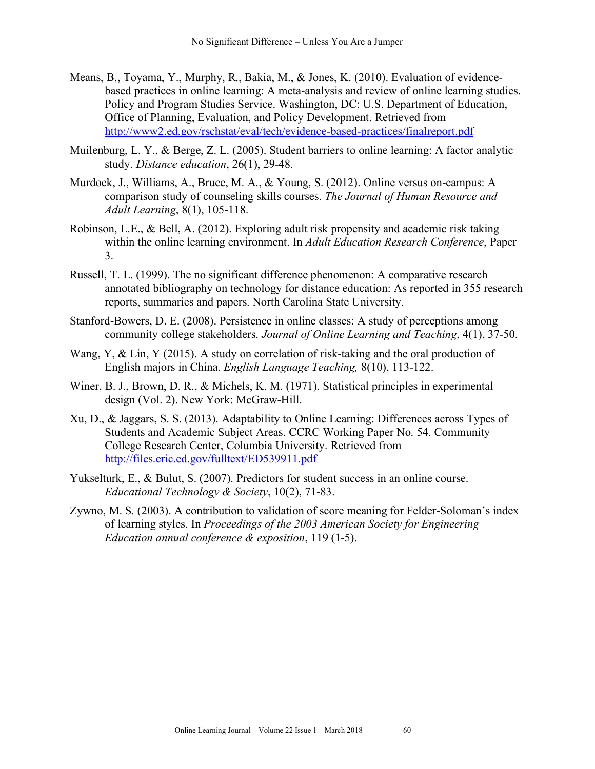Means, B., Toyama, Y., Murphy, R., Bakia, M., & Jones, K. (2010). Evaluation of evidence-based practices in online learning: A meta-analysis and review of online learning studies. Policy and Program Studies Service. Washington, DC: U.S. Department of Education, Office of Planning, Evaluation, and Policy Development. Retrieved from http://www2.ed.gov/rschstat/eval/tech/evidence-based-practices/finalreport.pdf

Muilenburg, L. Y., & Berge, Z. L. (2005). Student barriers to online learning: A factor analytic study. *Distance education*, 26(1), 29-48.

Murdock, J., Williams, A., Bruce, M. A., & Young, S. (2012). Online versus on-campus: A comparison study of counseling skills courses. *The Journal of Human Resource and Adult Learning*, 8(1), 105-118.

Robinson, L.E., & Bell, A. (2012). Exploring adult risk propensity and academic risk taking within the online learning environment. In *Adult Education Research Conference*, Paper 3.

Russell, T. L. (1999). The no significant difference phenomenon: A comparative research annotated bibliography on technology for distance education: As reported in 355 research reports, summaries and papers. North Carolina State University.

Stanford-Bowers, D. E. (2008). Persistence in online classes: A study of perceptions among community college stakeholders. *Journal of Online Learning and Teaching*, 4(1), 37-50.

Wang, Y, & Lin, Y (2015). A study on correlation of risk-taking and the oral production of English majors in China. *English Language Teaching,* 8(10), 113-122.

Winer, B. J., Brown, D. R., & Michels, K. M. (1971). Statistical principles in experimental design (Vol. 2). New York: McGraw-Hill.

Xu, D., & Jaggars, S. S. (2013). Adaptability to Online Learning: Differences across Types of Students and Academic Subject Areas. CCRC Working Paper No. 54. Community College Research Center, Columbia University. Retrieved from http://files.eric.ed.gov/fulltext/ED539911.pdf

Yukselturk, E., & Bulut, S. (2007). Predictors for student success in an online course. *Educational Technology & Society*, 10(2), 71-83.

Zywno, M. S. (2003). A contribution to validation of score meaning for Felder-Soloman's index of learning styles. In *Proceedings of the 2003 American Society for Engineering Education annual conference & exposition*, 119 (1-5).